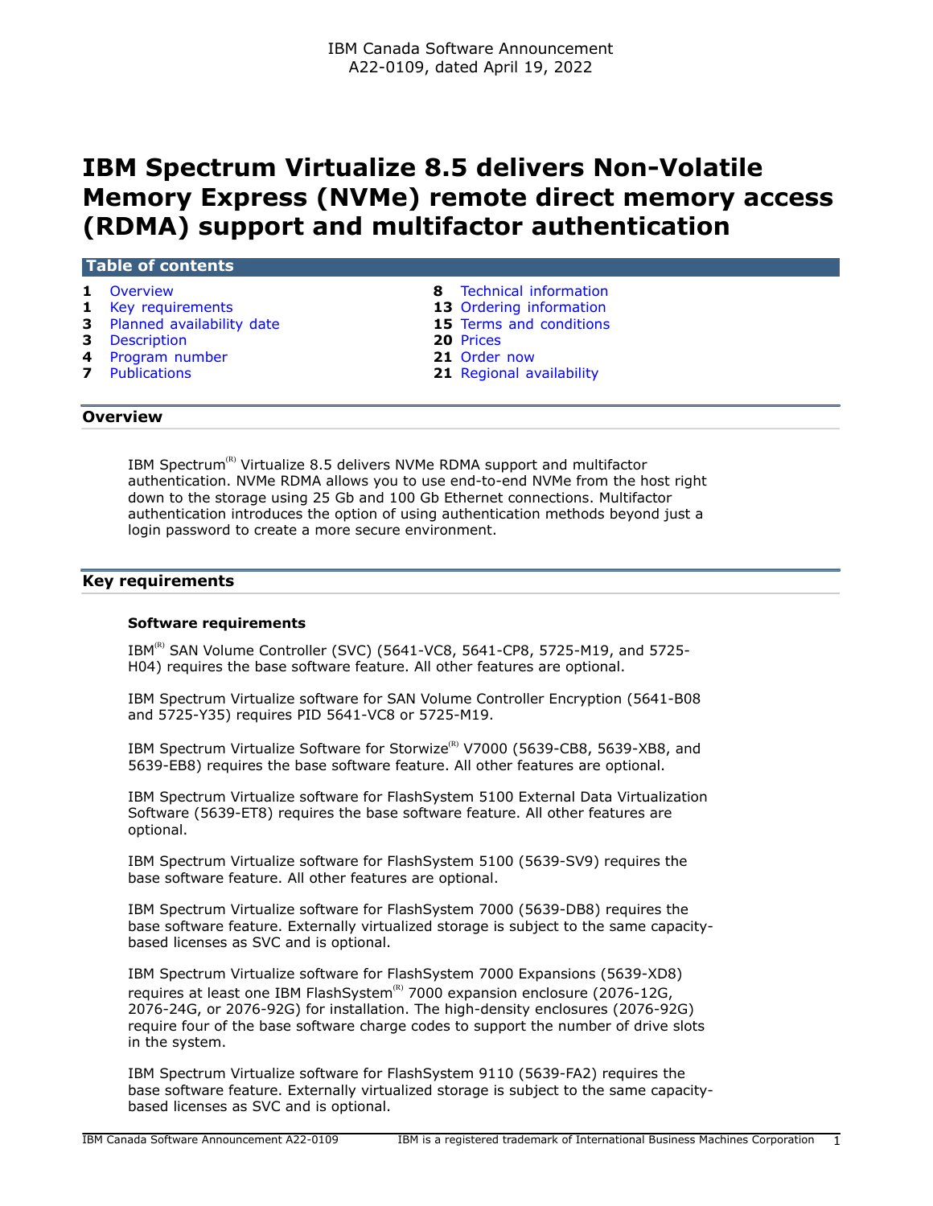IBM Canada Software Announcement
A22-0109, dated April 19, 2022

# IBM Spectrum Virtualize 8.5 delivers Non-Volatile Memory Express (NVMe) remote direct memory access (RDMA) support and multifactor authentication

## Table of contents

| | | | |
|---|---|---|---|
| 1 | Overview | 8 | Technical information |
| 1 | Key requirements | 13 | Ordering information |
| 3 | Planned availability date | 15 | Terms and conditions |
| 3 | Description | 20 | Prices |
| 4 | Program number | 21 | Order now |
| 7 | Publications | 21 | Regional availability |

## Overview

IBM Spectrum(R) Virtualize 8.5 delivers NVMe RDMA support and multifactor authentication. NVMe RDMA allows you to use end-to-end NVMe from the host right down to the storage using 25 Gb and 100 Gb Ethernet connections. Multifactor authentication introduces the option of using authentication methods beyond just a login password to create a more secure environment.

## Key requirements

### Software requirements

IBM(R) SAN Volume Controller (SVC) (5641-VC8, 5641-CP8, 5725-M19, and 5725-H04) requires the base software feature. All other features are optional.

IBM Spectrum Virtualize software for SAN Volume Controller Encryption (5641-B08 and 5725-Y35) requires PID 5641-VC8 or 5725-M19.

IBM Spectrum Virtualize Software for Storwize(R) V7000 (5639-CB8, 5639-XB8, and 5639-EB8) requires the base software feature. All other features are optional.

IBM Spectrum Virtualize software for FlashSystem 5100 External Data Virtualization Software (5639-ET8) requires the base software feature. All other features are optional.

IBM Spectrum Virtualize software for FlashSystem 5100 (5639-SV9) requires the base software feature. All other features are optional.

IBM Spectrum Virtualize software for FlashSystem 7000 (5639-DB8) requires the base software feature. Externally virtualized storage is subject to the same capacity-based licenses as SVC and is optional.

IBM Spectrum Virtualize software for FlashSystem 7000 Expansions (5639-XD8) requires at least one IBM FlashSystem(R) 7000 expansion enclosure (2076-12G, 2076-24G, or 2076-92G) for installation. The high-density enclosures (2076-92G) require four of the base software charge codes to support the number of drive slots in the system.

IBM Spectrum Virtualize software for FlashSystem 9110 (5639-FA2) requires the base software feature. Externally virtualized storage is subject to the same capacity-based licenses as SVC and is optional.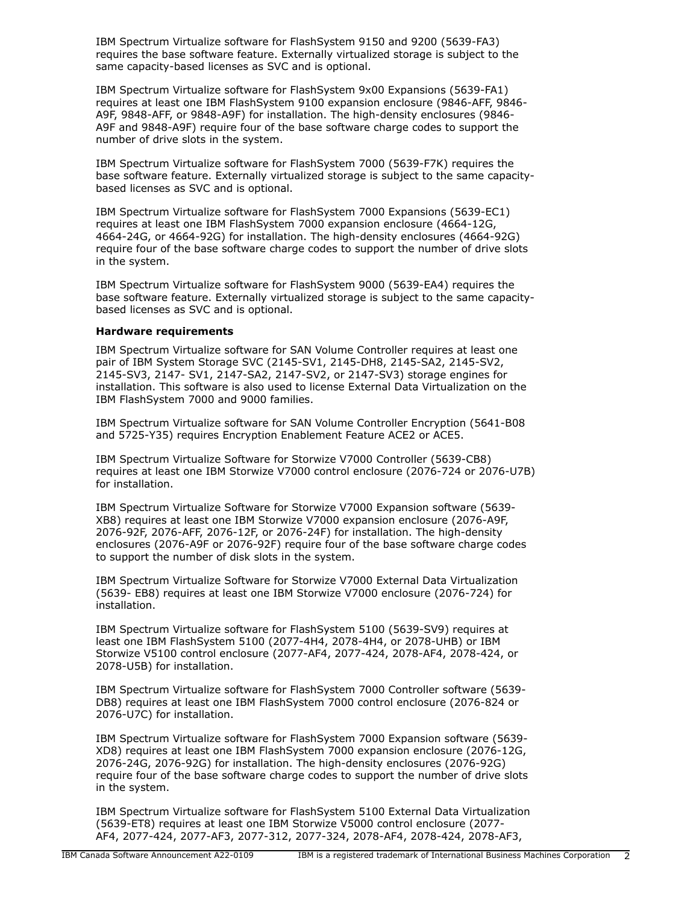IBM Spectrum Virtualize software for FlashSystem 9150 and 9200 (5639-FA3) requires the base software feature. Externally virtualized storage is subject to the same capacity-based licenses as SVC and is optional.

IBM Spectrum Virtualize software for FlashSystem 9x00 Expansions (5639-FA1) requires at least one IBM FlashSystem 9100 expansion enclosure (9846-AFF, 9846-A9F, 9848-AFF, or 9848-A9F) for installation. The high-density enclosures (9846-A9F and 9848-A9F) require four of the base software charge codes to support the number of drive slots in the system.

IBM Spectrum Virtualize software for FlashSystem 7000 (5639-F7K) requires the base software feature. Externally virtualized storage is subject to the same capacity-based licenses as SVC and is optional.

IBM Spectrum Virtualize software for FlashSystem 7000 Expansions (5639-EC1) requires at least one IBM FlashSystem 7000 expansion enclosure (4664-12G, 4664-24G, or 4664-92G) for installation. The high-density enclosures (4664-92G) require four of the base software charge codes to support the number of drive slots in the system.

IBM Spectrum Virtualize software for FlashSystem 9000 (5639-EA4) requires the base software feature. Externally virtualized storage is subject to the same capacity-based licenses as SVC and is optional.

**Hardware requirements**

IBM Spectrum Virtualize software for SAN Volume Controller requires at least one pair of IBM System Storage SVC (2145-SV1, 2145-DH8, 2145-SA2, 2145-SV2, 2145-SV3, 2147- SV1, 2147-SA2, 2147-SV2, or 2147-SV3) storage engines for installation. This software is also used to license External Data Virtualization on the IBM FlashSystem 7000 and 9000 families.

IBM Spectrum Virtualize software for SAN Volume Controller Encryption (5641-B08 and 5725-Y35) requires Encryption Enablement Feature ACE2 or ACE5.

IBM Spectrum Virtualize Software for Storwize V7000 Controller (5639-CB8) requires at least one IBM Storwize V7000 control enclosure (2076-724 or 2076-U7B) for installation.

IBM Spectrum Virtualize Software for Storwize V7000 Expansion software (5639-XB8) requires at least one IBM Storwize V7000 expansion enclosure (2076-A9F, 2076-92F, 2076-AFF, 2076-12F, or 2076-24F) for installation. The high-density enclosures (2076-A9F or 2076-92F) require four of the base software charge codes to support the number of disk slots in the system.

IBM Spectrum Virtualize Software for Storwize V7000 External Data Virtualization (5639- EB8) requires at least one IBM Storwize V7000 enclosure (2076-724) for installation.

IBM Spectrum Virtualize software for FlashSystem 5100 (5639-SV9) requires at least one IBM FlashSystem 5100 (2077-4H4, 2078-4H4, or 2078-UHB) or IBM Storwize V5100 control enclosure (2077-AF4, 2077-424, 2078-AF4, 2078-424, or 2078-U5B) for installation.

IBM Spectrum Virtualize software for FlashSystem 7000 Controller software (5639-DB8) requires at least one IBM FlashSystem 7000 control enclosure (2076-824 or 2076-U7C) for installation.

IBM Spectrum Virtualize software for FlashSystem 7000 Expansion software (5639-XD8) requires at least one IBM FlashSystem 7000 expansion enclosure (2076-12G, 2076-24G, 2076-92G) for installation. The high-density enclosures (2076-92G) require four of the base software charge codes to support the number of drive slots in the system.

IBM Spectrum Virtualize software for FlashSystem 5100 External Data Virtualization (5639-ET8) requires at least one IBM Storwize V5000 control enclosure (2077-AF4, 2077-424, 2077-AF3, 2077-312, 2077-324, 2078-AF4, 2078-424, 2078-AF3,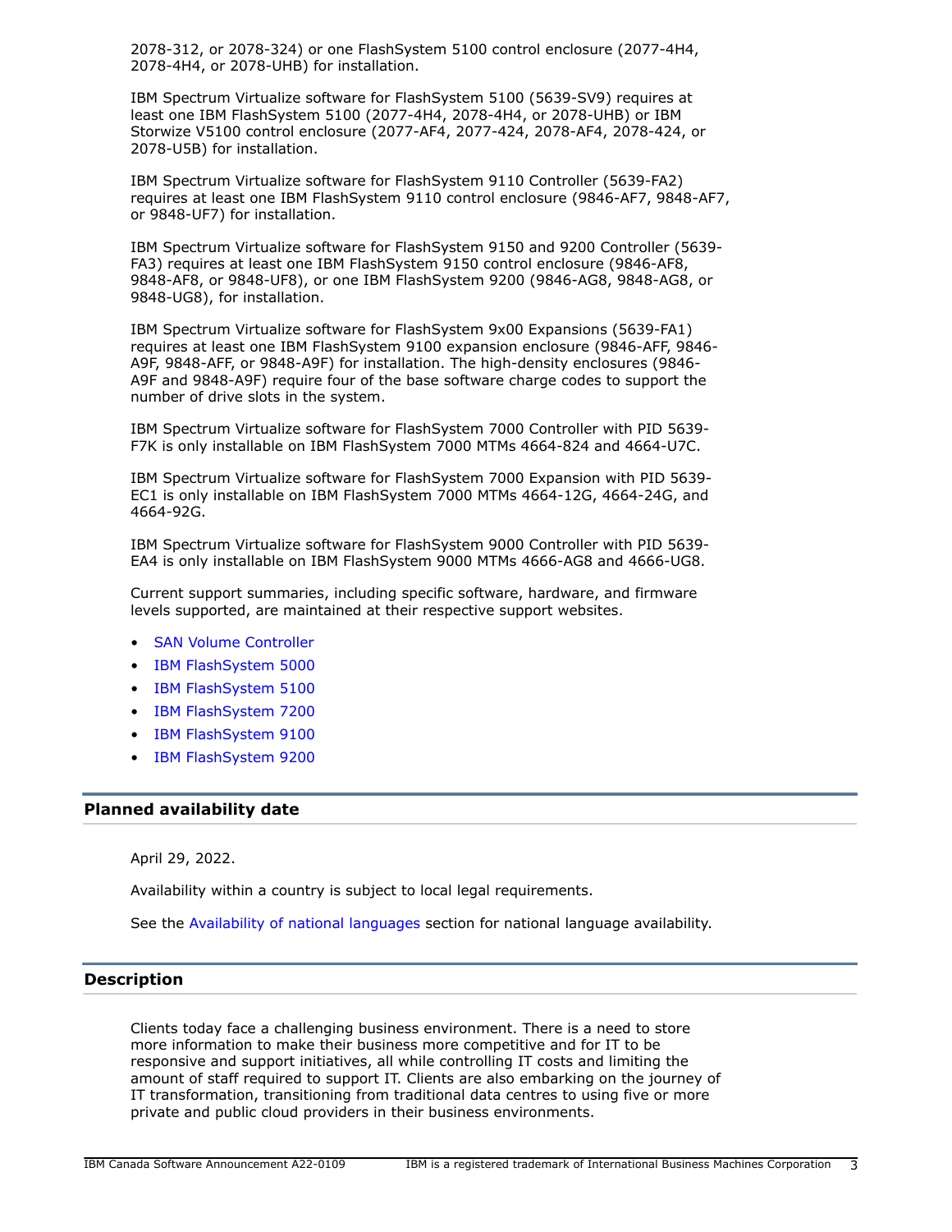2078-312, or 2078-324) or one FlashSystem 5100 control enclosure (2077-4H4, 2078-4H4, or 2078-UHB) for installation.

IBM Spectrum Virtualize software for FlashSystem 5100 (5639-SV9) requires at least one IBM FlashSystem 5100 (2077-4H4, 2078-4H4, or 2078-UHB) or IBM Storwize V5100 control enclosure (2077-AF4, 2077-424, 2078-AF4, 2078-424, or 2078-U5B) for installation.

IBM Spectrum Virtualize software for FlashSystem 9110 Controller (5639-FA2) requires at least one IBM FlashSystem 9110 control enclosure (9846-AF7, 9848-AF7, or 9848-UF7) for installation.

IBM Spectrum Virtualize software for FlashSystem 9150 and 9200 Controller (5639-FA3) requires at least one IBM FlashSystem 9150 control enclosure (9846-AF8, 9848-AF8, or 9848-UF8), or one IBM FlashSystem 9200 (9846-AG8, 9848-AG8, or 9848-UG8), for installation.

IBM Spectrum Virtualize software for FlashSystem 9x00 Expansions (5639-FA1) requires at least one IBM FlashSystem 9100 expansion enclosure (9846-AFF, 9846-A9F, 9848-AFF, or 9848-A9F) for installation. The high-density enclosures (9846-A9F and 9848-A9F) require four of the base software charge codes to support the number of drive slots in the system.

IBM Spectrum Virtualize software for FlashSystem 7000 Controller with PID 5639-F7K is only installable on IBM FlashSystem 7000 MTMs 4664-824 and 4664-U7C.

IBM Spectrum Virtualize software for FlashSystem 7000 Expansion with PID 5639-EC1 is only installable on IBM FlashSystem 7000 MTMs 4664-12G, 4664-24G, and 4664-92G.

IBM Spectrum Virtualize software for FlashSystem 9000 Controller with PID 5639-EA4 is only installable on IBM FlashSystem 9000 MTMs 4666-AG8 and 4666-UG8.

Current support summaries, including specific software, hardware, and firmware levels supported, are maintained at their respective support websites.

- SAN Volume Controller
- IBM FlashSystem 5000
- IBM FlashSystem 5100
- IBM FlashSystem 7200
- IBM FlashSystem 9100
- IBM FlashSystem 9200

## Planned availability date

April 29, 2022.

Availability within a country is subject to local legal requirements.

See the Availability of national languages section for national language availability.

## Description

Clients today face a challenging business environment. There is a need to store more information to make their business more competitive and for IT to be responsive and support initiatives, all while controlling IT costs and limiting the amount of staff required to support IT. Clients are also embarking on the journey of IT transformation, transitioning from traditional data centres to using five or more private and public cloud providers in their business environments.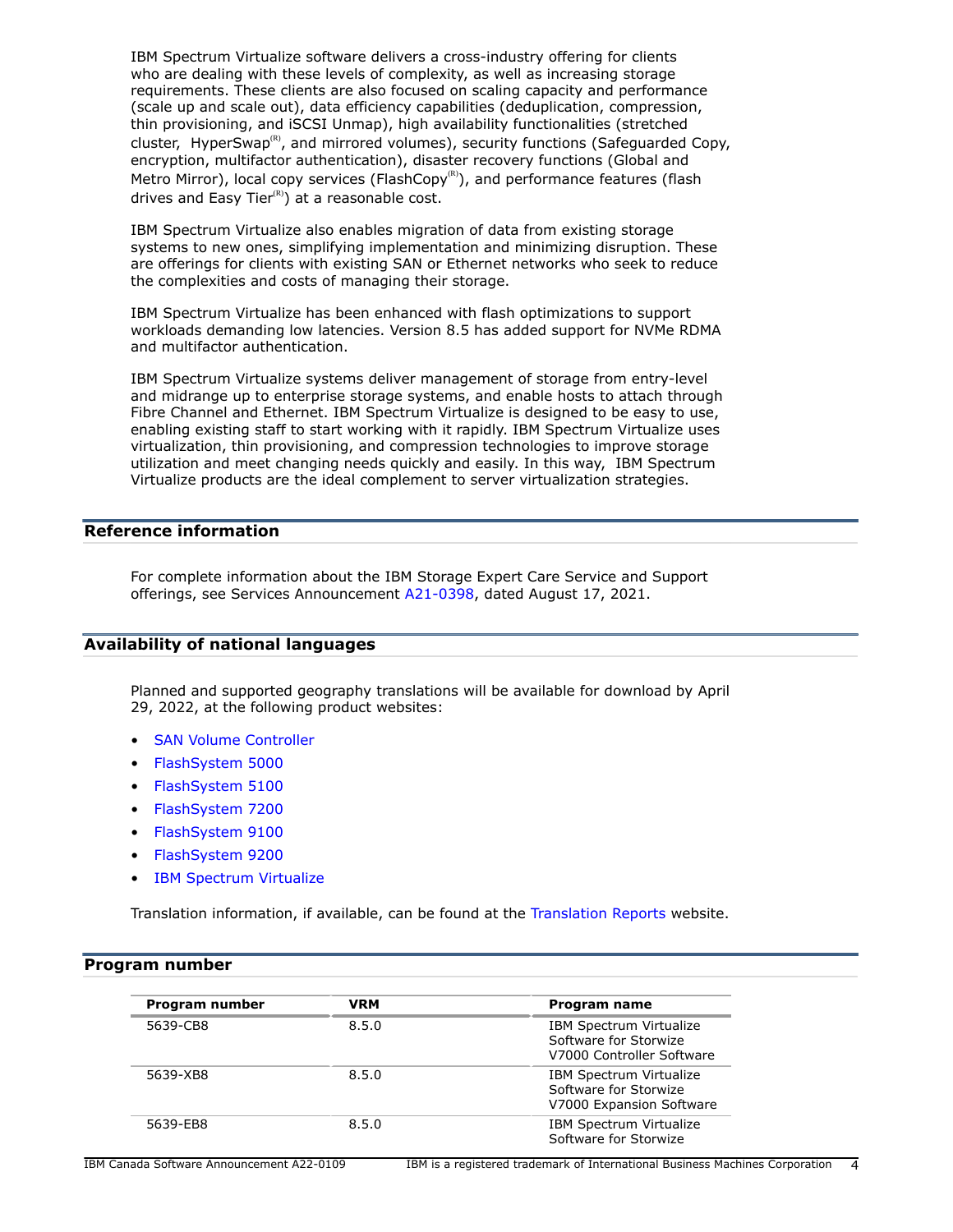IBM Spectrum Virtualize software delivers a cross-industry offering for clients who are dealing with these levels of complexity, as well as increasing storage requirements. These clients are also focused on scaling capacity and performance (scale up and scale out), data efficiency capabilities (deduplication, compression, thin provisioning, and iSCSI Unmap), high availability functionalities (stretched cluster, HyperSwap(R), and mirrored volumes), security functions (Safeguarded Copy, encryption, multifactor authentication), disaster recovery functions (Global and Metro Mirror), local copy services (FlashCopy(R)), and performance features (flash drives and Easy Tier(R)) at a reasonable cost.

IBM Spectrum Virtualize also enables migration of data from existing storage systems to new ones, simplifying implementation and minimizing disruption. These are offerings for clients with existing SAN or Ethernet networks who seek to reduce the complexities and costs of managing their storage.

IBM Spectrum Virtualize has been enhanced with flash optimizations to support workloads demanding low latencies. Version 8.5 has added support for NVMe RDMA and multifactor authentication.

IBM Spectrum Virtualize systems deliver management of storage from entry-level and midrange up to enterprise storage systems, and enable hosts to attach through Fibre Channel and Ethernet. IBM Spectrum Virtualize is designed to be easy to use, enabling existing staff to start working with it rapidly. IBM Spectrum Virtualize uses virtualization, thin provisioning, and compression technologies to improve storage utilization and meet changing needs quickly and easily. In this way, IBM Spectrum Virtualize products are the ideal complement to server virtualization strategies.

## Reference information

For complete information about the IBM Storage Expert Care Service and Support offerings, see Services Announcement A21-0398, dated August 17, 2021.

## Availability of national languages

Planned and supported geography translations will be available for download by April 29, 2022, at the following product websites:

- SAN Volume Controller
- FlashSystem 5000
- FlashSystem 5100
- FlashSystem 7200
- FlashSystem 9100
- FlashSystem 9200
- IBM Spectrum Virtualize

Translation information, if available, can be found at the Translation Reports website.

## Program number

| Program number | VRM | Program name |
|---|---|---|
| 5639-CB8 | 8.5.0 | IBM Spectrum Virtualize Software for Storwize V7000 Controller Software |
| 5639-XB8 | 8.5.0 | IBM Spectrum Virtualize Software for Storwize V7000 Expansion Software |
| 5639-EB8 | 8.5.0 | IBM Spectrum Virtualize Software for Storwize |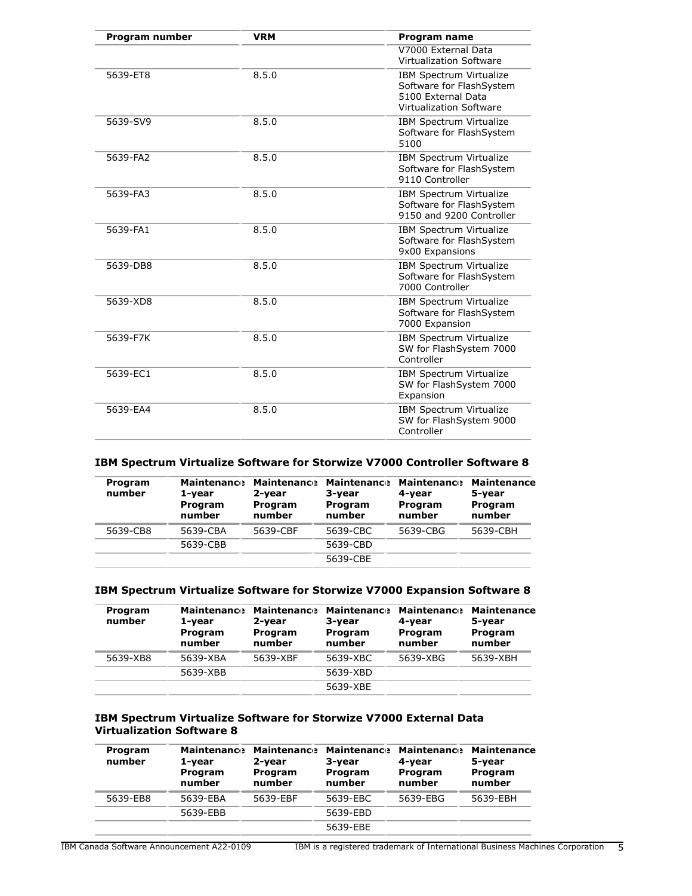| Program number | VRM | Program name |
|---|---|---|
| | | V7000 External Data Virtualization Software |
| 5639-ET8 | 8.5.0 | IBM Spectrum Virtualize Software for FlashSystem 5100 External Data Virtualization Software |
| 5639-SV9 | 8.5.0 | IBM Spectrum Virtualize Software for FlashSystem 5100 |
| 5639-FA2 | 8.5.0 | IBM Spectrum Virtualize Software for FlashSystem 9110 Controller |
| 5639-FA3 | 8.5.0 | IBM Spectrum Virtualize Software for FlashSystem 9150 and 9200 Controller |
| 5639-FA1 | 8.5.0 | IBM Spectrum Virtualize Software for FlashSystem 9x00 Expansions |
| 5639-DB8 | 8.5.0 | IBM Spectrum Virtualize Software for FlashSystem 7000 Controller |
| 5639-XD8 | 8.5.0 | IBM Spectrum Virtualize Software for FlashSystem 7000 Expansion |
| 5639-F7K | 8.5.0 | IBM Spectrum Virtualize SW for FlashSystem 7000 Controller |
| 5639-EC1 | 8.5.0 | IBM Spectrum Virtualize SW for FlashSystem 7000 Expansion |
| 5639-EA4 | 8.5.0 | IBM Spectrum Virtualize SW for FlashSystem 9000 Controller |

**IBM Spectrum Virtualize Software for Storwize V7000 Controller Software 8**

| Program number | Maintenance 1-year Program number | Maintenance 2-year Program number | Maintenance 3-year Program number | Maintenance 4-year Program number | Maintenance 5-year Program number |
|---|---|---|---|---|---|
| 5639-CB8 | 5639-CBA | 5639-CBF | 5639-CBC | 5639-CBG | 5639-CBH |
| | 5639-CBB | | 5639-CBD | | |
| | | | 5639-CBE | | |

**IBM Spectrum Virtualize Software for Storwize V7000 Expansion Software 8**

| Program number | Maintenance 1-year Program number | Maintenance 2-year Program number | Maintenance 3-year Program number | Maintenance 4-year Program number | Maintenance 5-year Program number |
|---|---|---|---|---|---|
| 5639-XB8 | 5639-XBA | 5639-XBF | 5639-XBC | 5639-XBG | 5639-XBH |
| | 5639-XBB | | 5639-XBD | | |
| | | | 5639-XBE | | |

**IBM Spectrum Virtualize Software for Storwize V7000 External Data Virtualization Software 8**

| Program number | Maintenance 1-year Program number | Maintenance 2-year Program number | Maintenance 3-year Program number | Maintenance 4-year Program number | Maintenance 5-year Program number |
|---|---|---|---|---|---|
| 5639-EB8 | 5639-EBA | 5639-EBF | 5639-EBC | 5639-EBG | 5639-EBH |
| | 5639-EBB | | 5639-EBD | | |
| | | | 5639-EBE | | |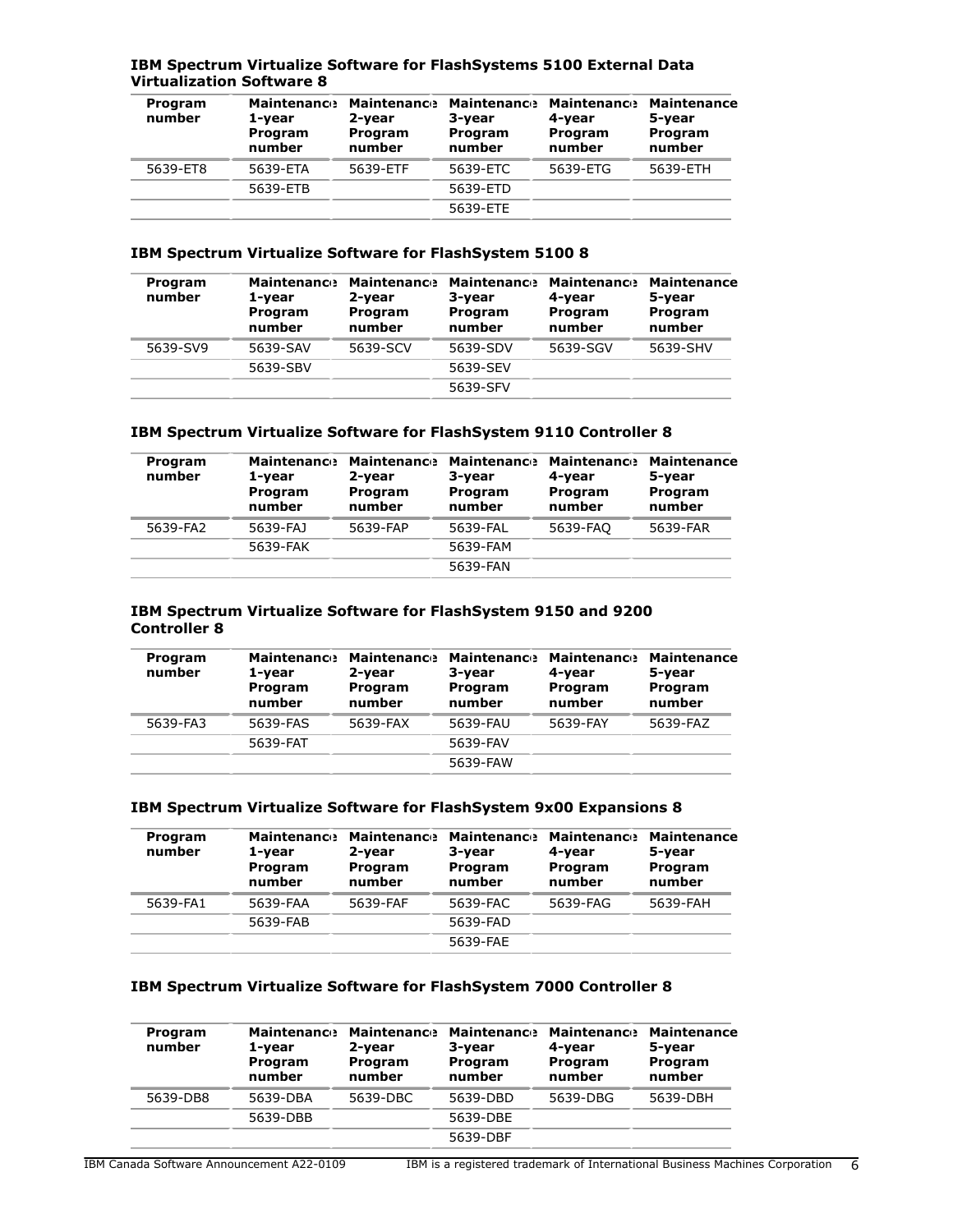**IBM Spectrum Virtualize Software for FlashSystems 5100 External Data Virtualization Software 8**

| Program number | Maintenance 1-year Program number | Maintenance 2-year Program number | Maintenance 3-year Program number | Maintenance 4-year Program number | Maintenance 5-year Program number |
|---|---|---|---|---|---|
| 5639-ET8 | 5639-ETA | 5639-ETF | 5639-ETC | 5639-ETG | 5639-ETH |
| | 5639-ETB | | 5639-ETD | | |
| | | | 5639-ETE | | |

**IBM Spectrum Virtualize Software for FlashSystem 5100 8**

| Program number | Maintenance 1-year Program number | Maintenance 2-year Program number | Maintenance 3-year Program number | Maintenance 4-year Program number | Maintenance 5-year Program number |
|---|---|---|---|---|---|
| 5639-SV9 | 5639-SAV | 5639-SCV | 5639-SDV | 5639-SGV | 5639-SHV |
| | 5639-SBV | | 5639-SEV | | |
| | | | 5639-SFV | | |

**IBM Spectrum Virtualize Software for FlashSystem 9110 Controller 8**

| Program number | Maintenance 1-year Program number | Maintenance 2-year Program number | Maintenance 3-year Program number | Maintenance 4-year Program number | Maintenance 5-year Program number |
|---|---|---|---|---|---|
| 5639-FA2 | 5639-FAJ | 5639-FAP | 5639-FAL | 5639-FAQ | 5639-FAR |
| | 5639-FAK | | 5639-FAM | | |
| | | | 5639-FAN | | |

**IBM Spectrum Virtualize Software for FlashSystem 9150 and 9200 Controller 8**

| Program number | Maintenance 1-year Program number | Maintenance 2-year Program number | Maintenance 3-year Program number | Maintenance 4-year Program number | Maintenance 5-year Program number |
|---|---|---|---|---|---|
| 5639-FA3 | 5639-FAS | 5639-FAX | 5639-FAU | 5639-FAY | 5639-FAZ |
| | 5639-FAT | | 5639-FAV | | |
| | | | 5639-FAW | | |

**IBM Spectrum Virtualize Software for FlashSystem 9x00 Expansions 8**

| Program number | Maintenance 1-year Program number | Maintenance 2-year Program number | Maintenance 3-year Program number | Maintenance 4-year Program number | Maintenance 5-year Program number |
|---|---|---|---|---|---|
| 5639-FA1 | 5639-FAA | 5639-FAF | 5639-FAC | 5639-FAG | 5639-FAH |
| | 5639-FAB | | 5639-FAD | | |
| | | | 5639-FAE | | |

**IBM Spectrum Virtualize Software for FlashSystem 7000 Controller 8**

| Program number | Maintenance 1-year Program number | Maintenance 2-year Program number | Maintenance 3-year Program number | Maintenance 4-year Program number | Maintenance 5-year Program number |
|---|---|---|---|---|---|
| 5639-DB8 | 5639-DBA | 5639-DBC | 5639-DBD | 5639-DBG | 5639-DBH |
| | 5639-DBB | | 5639-DBE | | |
| | | | 5639-DBF | | |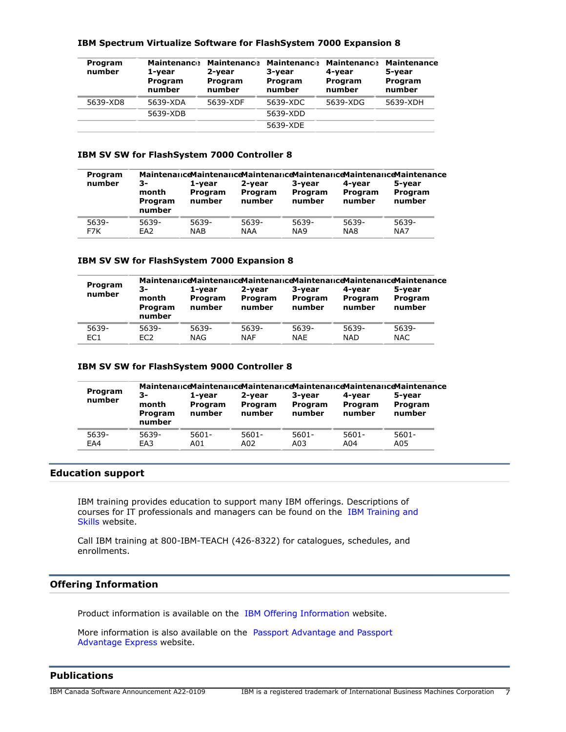### IBM Spectrum Virtualize Software for FlashSystem 7000 Expansion 8

| Program number | Maintenance 1-year Program number | Maintenance 2-year Program number | Maintenance 3-year Program number | Maintenance 4-year Program number | Maintenance 5-year Program number |
|---|---|---|---|---|---|
| 5639-XD8 | 5639-XDA | 5639-XDF | 5639-XDC | 5639-XDG | 5639-XDH |
| | 5639-XDB | | 5639-XDD | | |
| | | | 5639-XDE | | |

### IBM SV SW for FlashSystem 7000 Controller 8

| Program number | Maintenance 3-month Program number | Maintenance 1-year Program number | Maintenance 2-year Program number | Maintenance 3-year Program number | Maintenance 4-year Program number | Maintenance 5-year Program number |
|---|---|---|---|---|---|---|
| 5639-F7K | 5639-EA2 | 5639-NAB | 5639-NAA | 5639-NA9 | 5639-NA8 | 5639-NA7 |

### IBM SV SW for FlashSystem 7000 Expansion 8

| Program number | Maintenance 3-month Program number | Maintenance 1-year Program number | Maintenance 2-year Program number | Maintenance 3-year Program number | Maintenance 4-year Program number | Maintenance 5-year Program number |
|---|---|---|---|---|---|---|
| 5639-EC1 | 5639-EC2 | 5639-NAG | 5639-NAF | 5639-NAE | 5639-NAD | 5639-NAC |

### IBM SV SW for FlashSystem 9000 Controller 8

| Program number | Maintenance 3-month Program number | Maintenance 1-year Program number | Maintenance 2-year Program number | Maintenance 3-year Program number | Maintenance 4-year Program number | Maintenance 5-year Program number |
|---|---|---|---|---|---|---|
| 5639-EA4 | 5639-EA3 | 5601-A01 | 5601-A02 | 5601-A03 | 5601-A04 | 5601-A05 |

## Education support

IBM training provides education to support many IBM offerings. Descriptions of courses for IT professionals and managers can be found on the IBM Training and Skills website.

Call IBM training at 800-IBM-TEACH (426-8322) for catalogues, schedules, and enrollments.

## Offering Information

Product information is available on the IBM Offering Information website.

More information is also available on the Passport Advantage and Passport Advantage Express website.

## Publications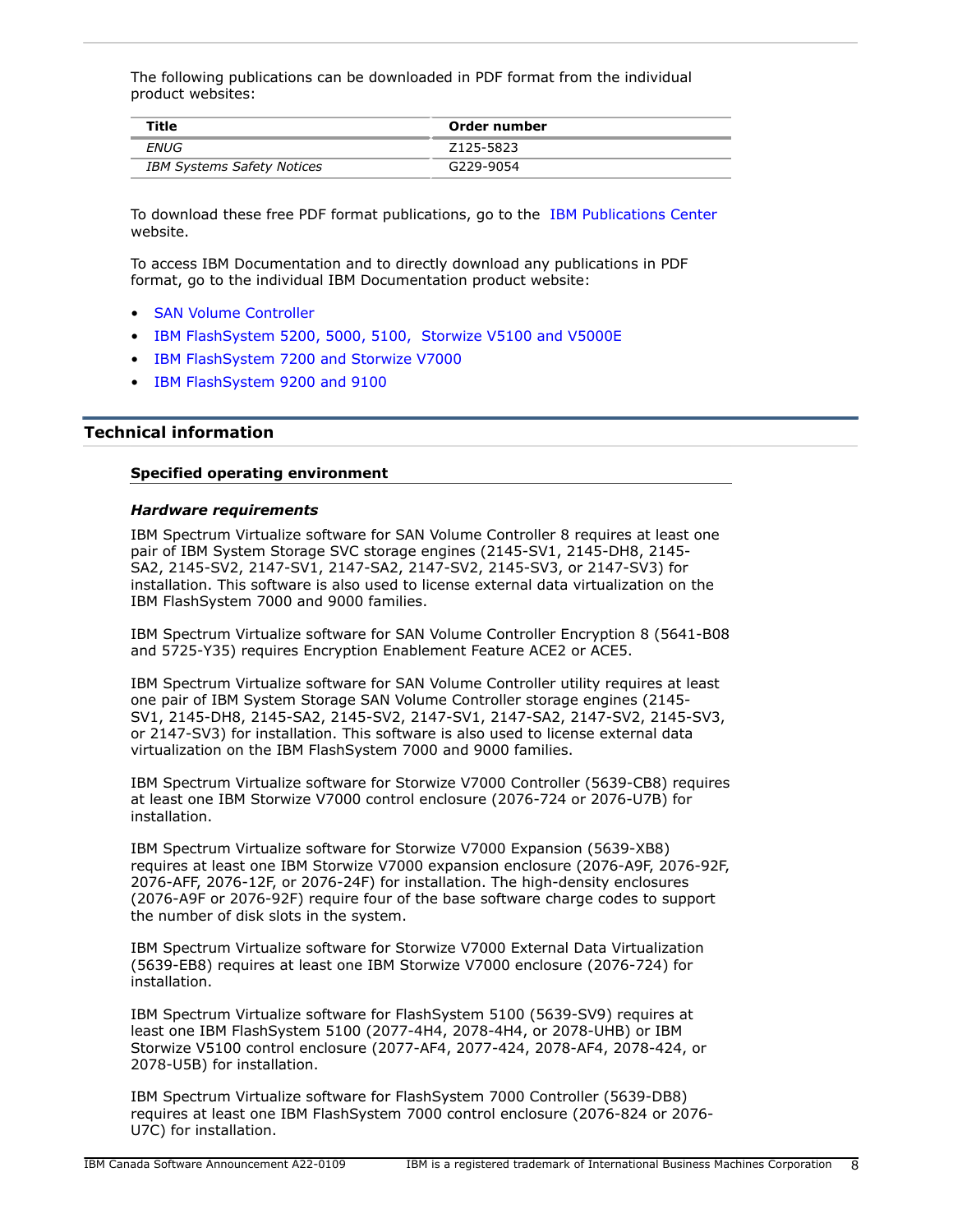The following publications can be downloaded in PDF format from the individual product websites:

| Title | Order number |
|---|---|
| *ENUG* | Z125-5823 |
| *IBM Systems Safety Notices* | G229-9054 |

To download these free PDF format publications, go to the IBM Publications Center website.

To access IBM Documentation and to directly download any publications in PDF format, go to the individual IBM Documentation product website:

- SAN Volume Controller
- IBM FlashSystem 5200, 5000, 5100, Storwize V5100 and V5000E
- IBM FlashSystem 7200 and Storwize V7000
- IBM FlashSystem 9200 and 9100

## Technical information

### Specified operating environment

#### *Hardware requirements*

IBM Spectrum Virtualize software for SAN Volume Controller 8 requires at least one pair of IBM System Storage SVC storage engines (2145-SV1, 2145-DH8, 2145-SA2, 2145-SV2, 2147-SV1, 2147-SA2, 2147-SV2, 2145-SV3, or 2147-SV3) for installation. This software is also used to license external data virtualization on the IBM FlashSystem 7000 and 9000 families.

IBM Spectrum Virtualize software for SAN Volume Controller Encryption 8 (5641-B08 and 5725-Y35) requires Encryption Enablement Feature ACE2 or ACE5.

IBM Spectrum Virtualize software for SAN Volume Controller utility requires at least one pair of IBM System Storage SAN Volume Controller storage engines (2145-SV1, 2145-DH8, 2145-SA2, 2145-SV2, 2147-SV1, 2147-SA2, 2147-SV2, 2145-SV3, or 2147-SV3) for installation. This software is also used to license external data virtualization on the IBM FlashSystem 7000 and 9000 families.

IBM Spectrum Virtualize software for Storwize V7000 Controller (5639-CB8) requires at least one IBM Storwize V7000 control enclosure (2076-724 or 2076-U7B) for installation.

IBM Spectrum Virtualize software for Storwize V7000 Expansion (5639-XB8) requires at least one IBM Storwize V7000 expansion enclosure (2076-A9F, 2076-92F, 2076-AFF, 2076-12F, or 2076-24F) for installation. The high-density enclosures (2076-A9F or 2076-92F) require four of the base software charge codes to support the number of disk slots in the system.

IBM Spectrum Virtualize software for Storwize V7000 External Data Virtualization (5639-EB8) requires at least one IBM Storwize V7000 enclosure (2076-724) for installation.

IBM Spectrum Virtualize software for FlashSystem 5100 (5639-SV9) requires at least one IBM FlashSystem 5100 (2077-4H4, 2078-4H4, or 2078-UHB) or IBM Storwize V5100 control enclosure (2077-AF4, 2077-424, 2078-AF4, 2078-424, or 2078-U5B) for installation.

IBM Spectrum Virtualize software for FlashSystem 7000 Controller (5639-DB8) requires at least one IBM FlashSystem 7000 control enclosure (2076-824 or 2076-U7C) for installation.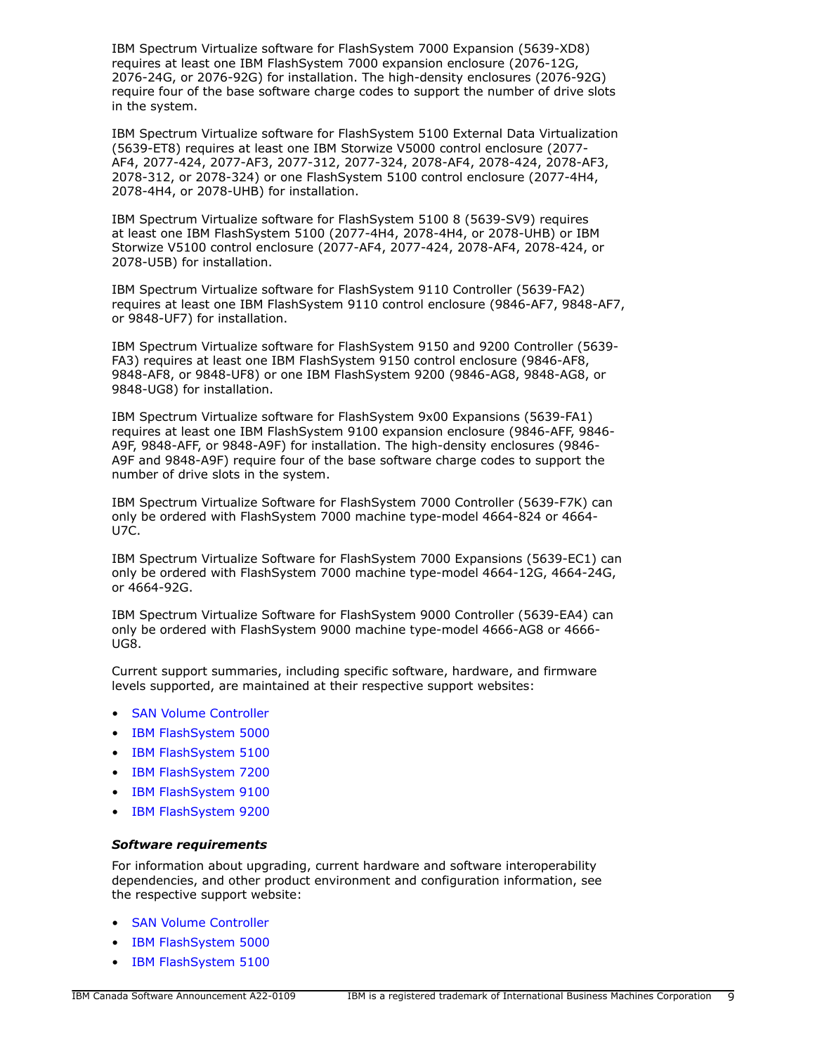IBM Spectrum Virtualize software for FlashSystem 7000 Expansion (5639-XD8) requires at least one IBM FlashSystem 7000 expansion enclosure (2076-12G, 2076-24G, or 2076-92G) for installation. The high-density enclosures (2076-92G) require four of the base software charge codes to support the number of drive slots in the system.

IBM Spectrum Virtualize software for FlashSystem 5100 External Data Virtualization (5639-ET8) requires at least one IBM Storwize V5000 control enclosure (2077-AF4, 2077-424, 2077-AF3, 2077-312, 2077-324, 2078-AF4, 2078-424, 2078-AF3, 2078-312, or 2078-324) or one FlashSystem 5100 control enclosure (2077-4H4, 2078-4H4, or 2078-UHB) for installation.

IBM Spectrum Virtualize software for FlashSystem 5100 8 (5639-SV9) requires at least one IBM FlashSystem 5100 (2077-4H4, 2078-4H4, or 2078-UHB) or IBM Storwize V5100 control enclosure (2077-AF4, 2077-424, 2078-AF4, 2078-424, or 2078-U5B) for installation.

IBM Spectrum Virtualize software for FlashSystem 9110 Controller (5639-FA2) requires at least one IBM FlashSystem 9110 control enclosure (9846-AF7, 9848-AF7, or 9848-UF7) for installation.

IBM Spectrum Virtualize software for FlashSystem 9150 and 9200 Controller (5639-FA3) requires at least one IBM FlashSystem 9150 control enclosure (9846-AF8, 9848-AF8, or 9848-UF8) or one IBM FlashSystem 9200 (9846-AG8, 9848-AG8, or 9848-UG8) for installation.

IBM Spectrum Virtualize software for FlashSystem 9x00 Expansions (5639-FA1) requires at least one IBM FlashSystem 9100 expansion enclosure (9846-AFF, 9846-A9F, 9848-AFF, or 9848-A9F) for installation. The high-density enclosures (9846-A9F and 9848-A9F) require four of the base software charge codes to support the number of drive slots in the system.

IBM Spectrum Virtualize Software for FlashSystem 7000 Controller (5639-F7K) can only be ordered with FlashSystem 7000 machine type-model 4664-824 or 4664-U7C.

IBM Spectrum Virtualize Software for FlashSystem 7000 Expansions (5639-EC1) can only be ordered with FlashSystem 7000 machine type-model 4664-12G, 4664-24G, or 4664-92G.

IBM Spectrum Virtualize Software for FlashSystem 9000 Controller (5639-EA4) can only be ordered with FlashSystem 9000 machine type-model 4666-AG8 or 4666-UG8.

Current support summaries, including specific software, hardware, and firmware levels supported, are maintained at their respective support websites:

- SAN Volume Controller
- IBM FlashSystem 5000
- IBM FlashSystem 5100
- IBM FlashSystem 7200
- IBM FlashSystem 9100
- IBM FlashSystem 9200

### *Software requirements*

For information about upgrading, current hardware and software interoperability dependencies, and other product environment and configuration information, see the respective support website:

- SAN Volume Controller
- IBM FlashSystem 5000
- IBM FlashSystem 5100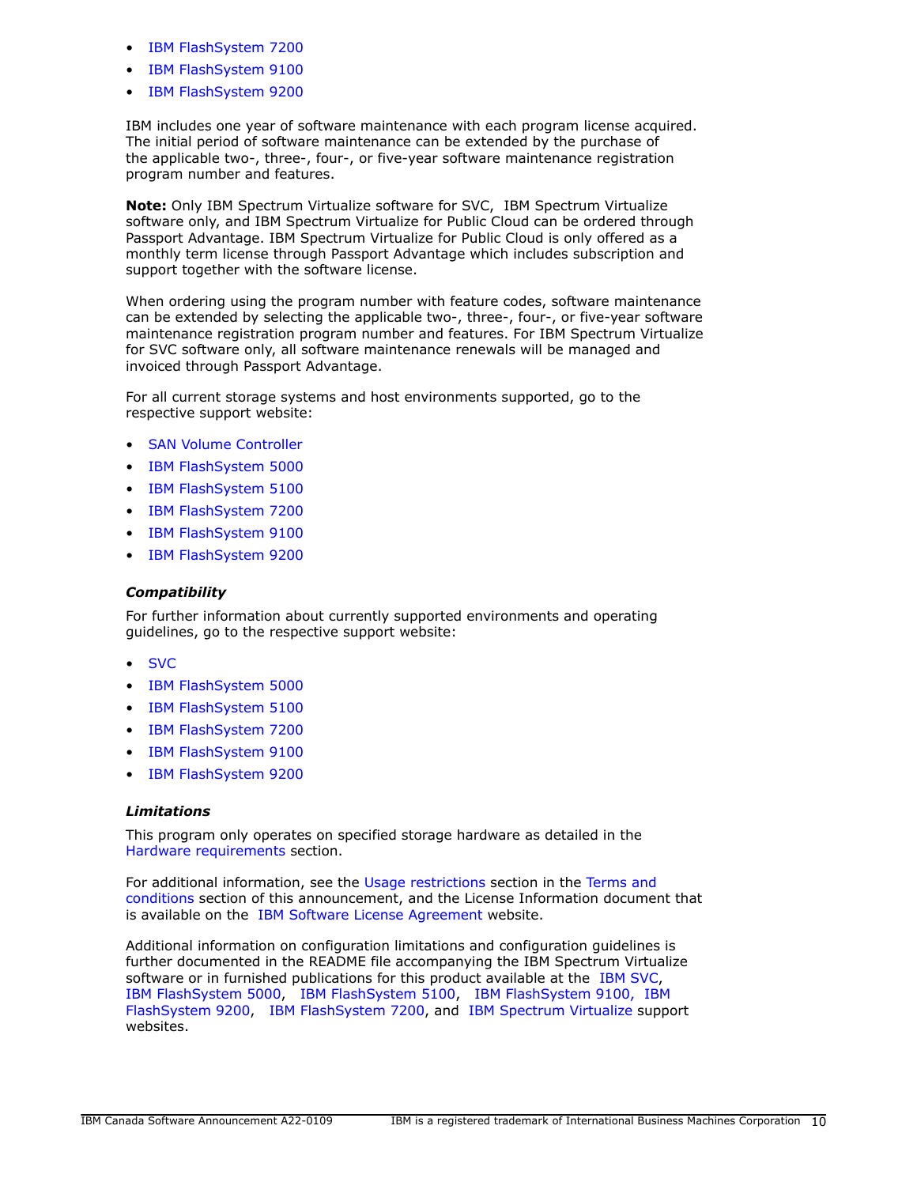- IBM FlashSystem 7200
- IBM FlashSystem 9100
- IBM FlashSystem 9200

IBM includes one year of software maintenance with each program license acquired. The initial period of software maintenance can be extended by the purchase of the applicable two-, three-, four-, or five-year software maintenance registration program number and features.

**Note:** Only IBM Spectrum Virtualize software for SVC, IBM Spectrum Virtualize software only, and IBM Spectrum Virtualize for Public Cloud can be ordered through Passport Advantage. IBM Spectrum Virtualize for Public Cloud is only offered as a monthly term license through Passport Advantage which includes subscription and support together with the software license.

When ordering using the program number with feature codes, software maintenance can be extended by selecting the applicable two-, three-, four-, or five-year software maintenance registration program number and features. For IBM Spectrum Virtualize for SVC software only, all software maintenance renewals will be managed and invoiced through Passport Advantage.

For all current storage systems and host environments supported, go to the respective support website:

- SAN Volume Controller
- IBM FlashSystem 5000
- IBM FlashSystem 5100
- IBM FlashSystem 7200
- IBM FlashSystem 9100
- IBM FlashSystem 9200

### *Compatibility*

For further information about currently supported environments and operating guidelines, go to the respective support website:

- SVC
- IBM FlashSystem 5000
- IBM FlashSystem 5100
- IBM FlashSystem 7200
- IBM FlashSystem 9100
- IBM FlashSystem 9200

### *Limitations*

This program only operates on specified storage hardware as detailed in the Hardware requirements section.

For additional information, see the Usage restrictions section in the Terms and conditions section of this announcement, and the License Information document that is available on the IBM Software License Agreement website.

Additional information on configuration limitations and configuration guidelines is further documented in the README file accompanying the IBM Spectrum Virtualize software or in furnished publications for this product available at the IBM SVC, IBM FlashSystem 5000, IBM FlashSystem 5100, IBM FlashSystem 9100, IBM FlashSystem 9200, IBM FlashSystem 7200, and IBM Spectrum Virtualize support websites.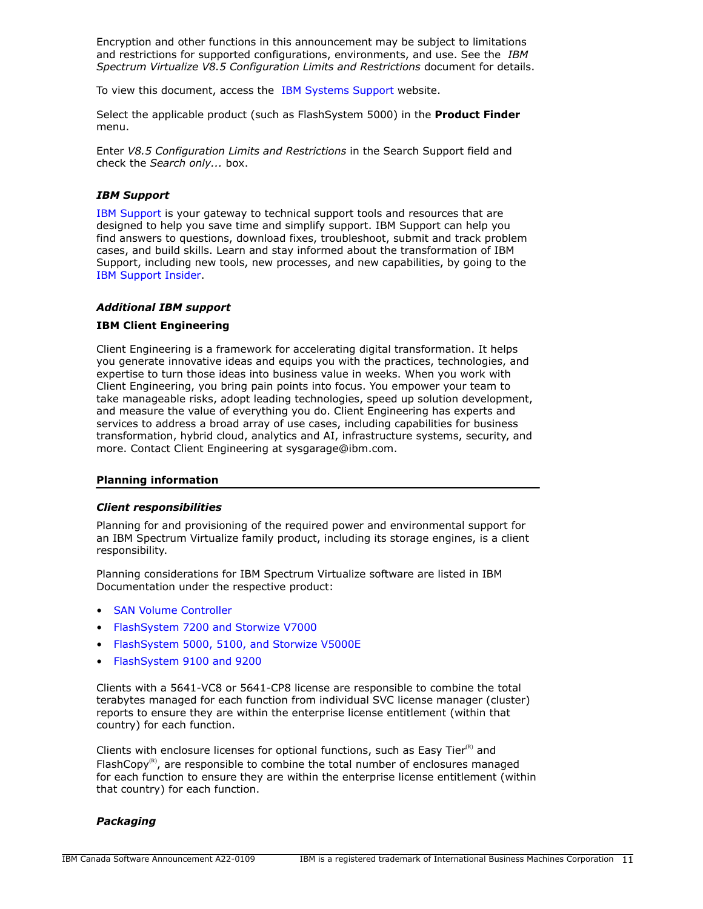Encryption and other functions in this announcement may be subject to limitations and restrictions for supported configurations, environments, and use. See the *IBM Spectrum Virtualize V8.5 Configuration Limits and Restrictions* document for details.

To view this document, access the IBM Systems Support website.

Select the applicable product (such as FlashSystem 5000) in the **Product Finder** menu.

Enter *V8.5 Configuration Limits and Restrictions* in the Search Support field and check the *Search only...* box.

### *IBM Support*

IBM Support is your gateway to technical support tools and resources that are designed to help you save time and simplify support. IBM Support can help you find answers to questions, download fixes, troubleshoot, submit and track problem cases, and build skills. Learn and stay informed about the transformation of IBM Support, including new tools, new processes, and new capabilities, by going to the IBM Support Insider.

### *Additional IBM support*

**IBM Client Engineering**

Client Engineering is a framework for accelerating digital transformation. It helps you generate innovative ideas and equips you with the practices, technologies, and expertise to turn those ideas into business value in weeks. When you work with Client Engineering, you bring pain points into focus. You empower your team to take manageable risks, adopt leading technologies, speed up solution development, and measure the value of everything you do. Client Engineering has experts and services to address a broad array of use cases, including capabilities for business transformation, hybrid cloud, analytics and AI, infrastructure systems, security, and more. Contact Client Engineering at sysgarage@ibm.com.

## Planning information

### *Client responsibilities*

Planning for and provisioning of the required power and environmental support for an IBM Spectrum Virtualize family product, including its storage engines, is a client responsibility.

Planning considerations for IBM Spectrum Virtualize software are listed in IBM Documentation under the respective product:

- SAN Volume Controller
- FlashSystem 7200 and Storwize V7000
- FlashSystem 5000, 5100, and Storwize V5000E
- FlashSystem 9100 and 9200

Clients with a 5641-VC8 or 5641-CP8 license are responsible to combine the total terabytes managed for each function from individual SVC license manager (cluster) reports to ensure they are within the enterprise license entitlement (within that country) for each function.

Clients with enclosure licenses for optional functions, such as Easy Tier(R) and FlashCopy(R), are responsible to combine the total number of enclosures managed for each function to ensure they are within the enterprise license entitlement (within that country) for each function.

### *Packaging*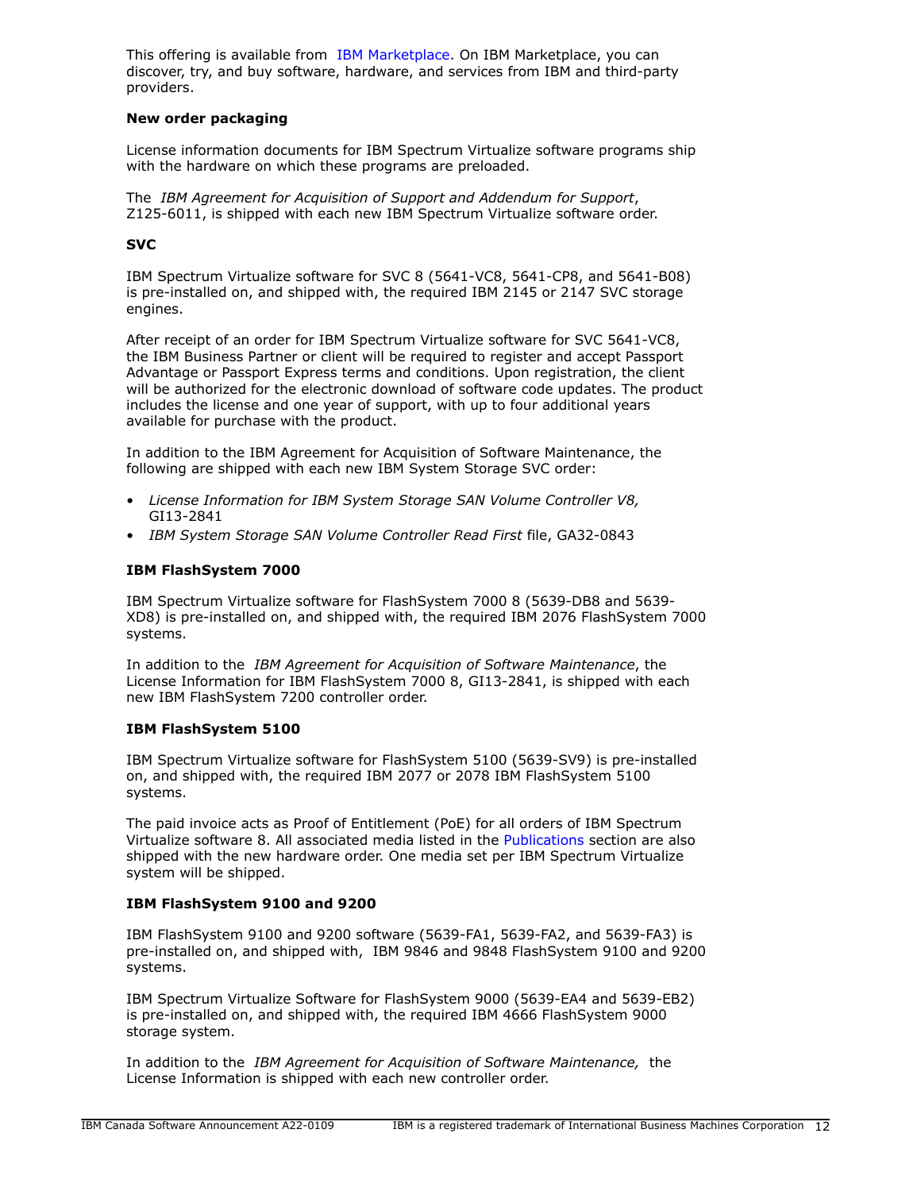This offering is available from IBM Marketplace. On IBM Marketplace, you can discover, try, and buy software, hardware, and services from IBM and third-party providers.

**New order packaging**

License information documents for IBM Spectrum Virtualize software programs ship with the hardware on which these programs are preloaded.

The *IBM Agreement for Acquisition of Support and Addendum for Support*, Z125-6011, is shipped with each new IBM Spectrum Virtualize software order.

**SVC**

IBM Spectrum Virtualize software for SVC 8 (5641-VC8, 5641-CP8, and 5641-B08) is pre-installed on, and shipped with, the required IBM 2145 or 2147 SVC storage engines.

After receipt of an order for IBM Spectrum Virtualize software for SVC 5641-VC8, the IBM Business Partner or client will be required to register and accept Passport Advantage or Passport Express terms and conditions. Upon registration, the client will be authorized for the electronic download of software code updates. The product includes the license and one year of support, with up to four additional years available for purchase with the product.

In addition to the IBM Agreement for Acquisition of Software Maintenance, the following are shipped with each new IBM System Storage SVC order:

- *License Information for IBM System Storage SAN Volume Controller V8,* GI13-2841
- *IBM System Storage SAN Volume Controller Read First* file, GA32-0843

**IBM FlashSystem 7000**

IBM Spectrum Virtualize software for FlashSystem 7000 8 (5639-DB8 and 5639-XD8) is pre-installed on, and shipped with, the required IBM 2076 FlashSystem 7000 systems.

In addition to the *IBM Agreement for Acquisition of Software Maintenance*, the License Information for IBM FlashSystem 7000 8, GI13-2841, is shipped with each new IBM FlashSystem 7200 controller order.

**IBM FlashSystem 5100**

IBM Spectrum Virtualize software for FlashSystem 5100 (5639-SV9) is pre-installed on, and shipped with, the required IBM 2077 or 2078 IBM FlashSystem 5100 systems.

The paid invoice acts as Proof of Entitlement (PoE) for all orders of IBM Spectrum Virtualize software 8. All associated media listed in the Publications section are also shipped with the new hardware order. One media set per IBM Spectrum Virtualize system will be shipped.

**IBM FlashSystem 9100 and 9200**

IBM FlashSystem 9100 and 9200 software (5639-FA1, 5639-FA2, and 5639-FA3) is pre-installed on, and shipped with, IBM 9846 and 9848 FlashSystem 9100 and 9200 systems.

IBM Spectrum Virtualize Software for FlashSystem 9000 (5639-EA4 and 5639-EB2) is pre-installed on, and shipped with, the required IBM 4666 FlashSystem 9000 storage system.

In addition to the *IBM Agreement for Acquisition of Software Maintenance,* the License Information is shipped with each new controller order.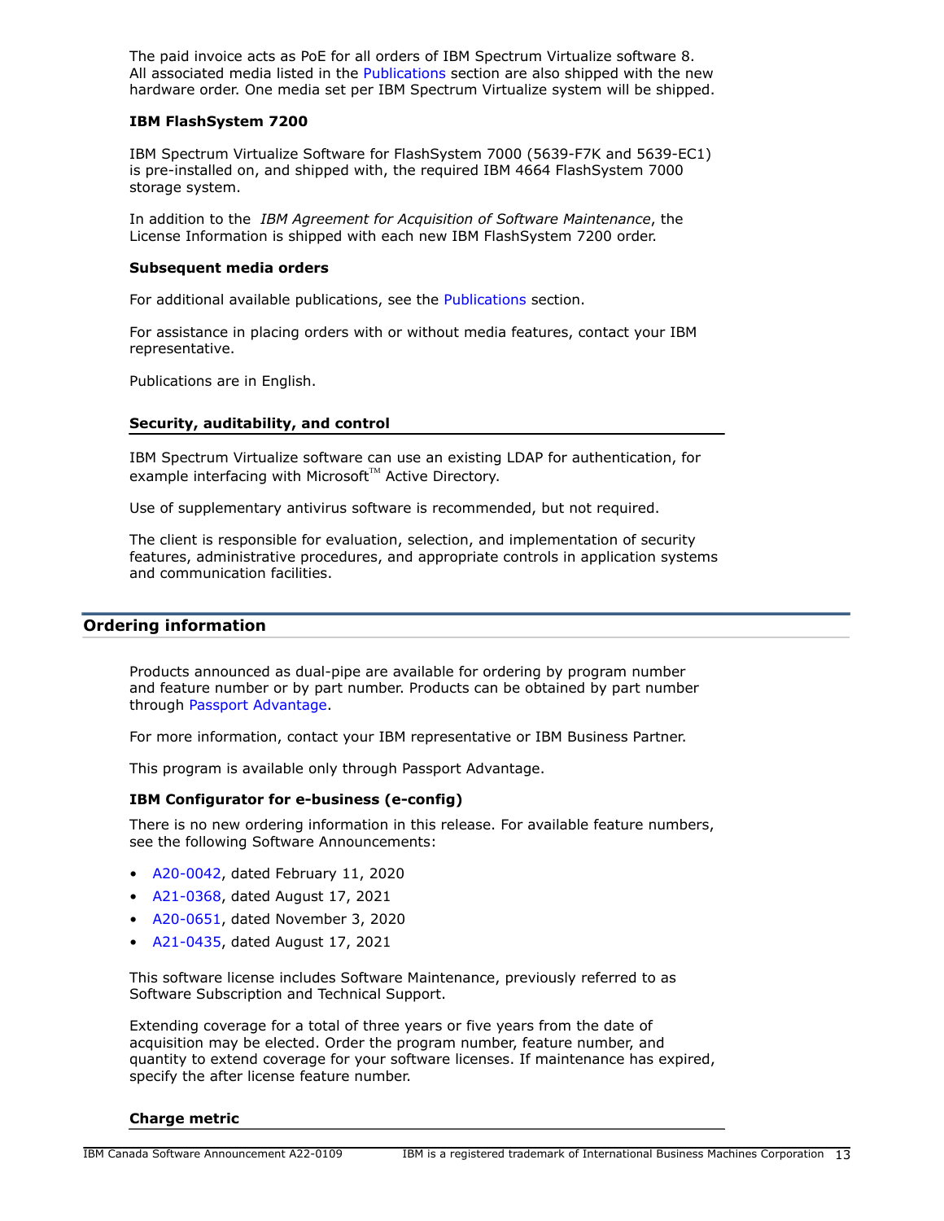The paid invoice acts as PoE for all orders of IBM Spectrum Virtualize software 8. All associated media listed in the Publications section are also shipped with the new hardware order. One media set per IBM Spectrum Virtualize system will be shipped.

**IBM FlashSystem 7200**

IBM Spectrum Virtualize Software for FlashSystem 7000 (5639-F7K and 5639-EC1) is pre-installed on, and shipped with, the required IBM 4664 FlashSystem 7000 storage system.

In addition to the *IBM Agreement for Acquisition of Software Maintenance*, the License Information is shipped with each new IBM FlashSystem 7200 order.

**Subsequent media orders**

For additional available publications, see the Publications section.

For assistance in placing orders with or without media features, contact your IBM representative.

Publications are in English.

### Security, auditability, and control

IBM Spectrum Virtualize software can use an existing LDAP for authentication, for example interfacing with Microsoft™ Active Directory.

Use of supplementary antivirus software is recommended, but not required.

The client is responsible for evaluation, selection, and implementation of security features, administrative procedures, and appropriate controls in application systems and communication facilities.

## Ordering information

Products announced as dual-pipe are available for ordering by program number and feature number or by part number. Products can be obtained by part number through Passport Advantage.

For more information, contact your IBM representative or IBM Business Partner.

This program is available only through Passport Advantage.

**IBM Configurator for e-business (e-config)**

There is no new ordering information in this release. For available feature numbers, see the following Software Announcements:

- A20-0042, dated February 11, 2020
- A21-0368, dated August 17, 2021
- A20-0651, dated November 3, 2020
- A21-0435, dated August 17, 2021

This software license includes Software Maintenance, previously referred to as Software Subscription and Technical Support.

Extending coverage for a total of three years or five years from the date of acquisition may be elected. Order the program number, feature number, and quantity to extend coverage for your software licenses. If maintenance has expired, specify the after license feature number.

### Charge metric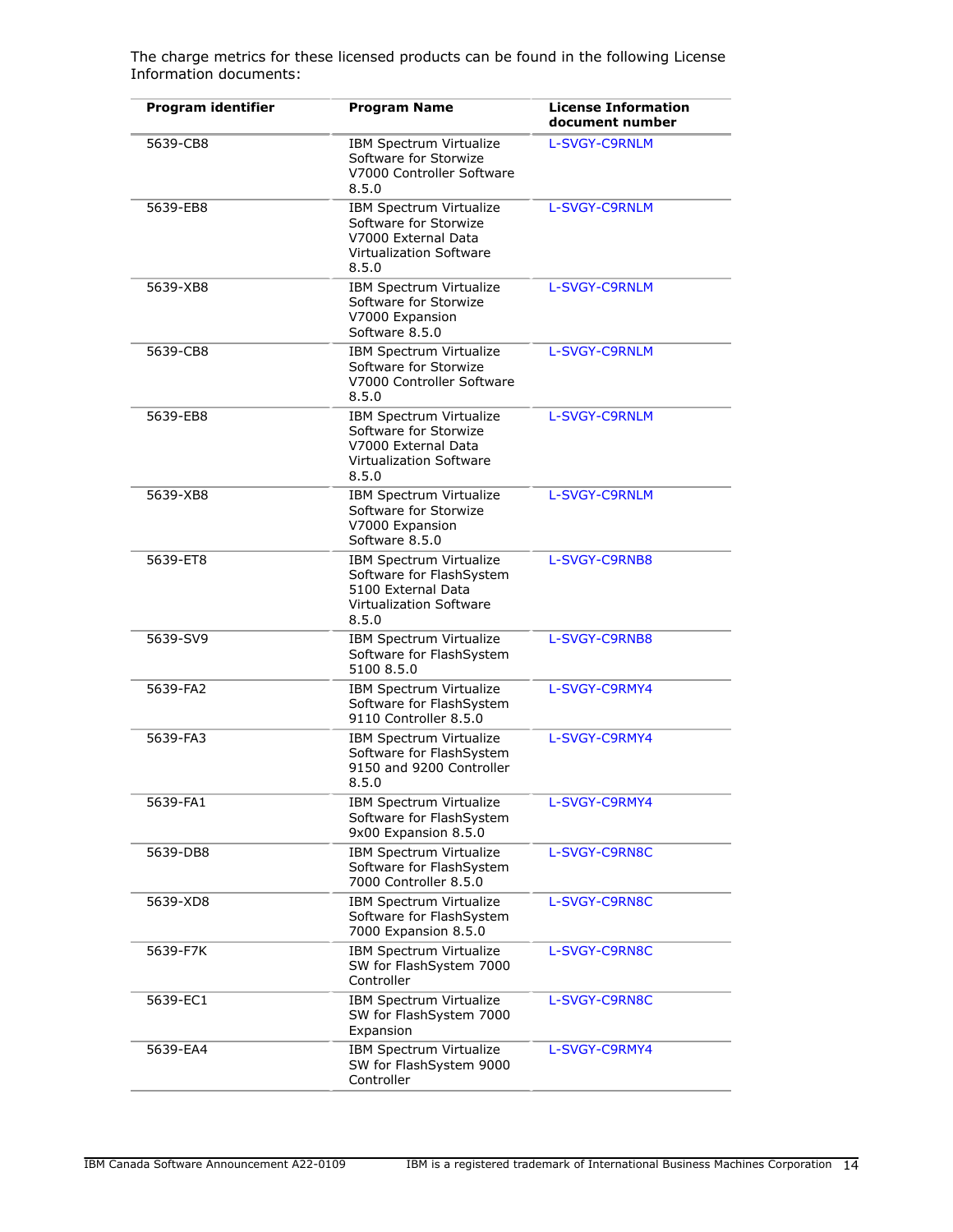The charge metrics for these licensed products can be found in the following License Information documents:

| Program identifier | Program Name | License Information document number |
|---|---|---|
| 5639-CB8 | IBM Spectrum Virtualize Software for Storwize V7000 Controller Software 8.5.0 | L-SVGY-C9RNLM |
| 5639-EB8 | IBM Spectrum Virtualize Software for Storwize V7000 External Data Virtualization Software 8.5.0 | L-SVGY-C9RNLM |
| 5639-XB8 | IBM Spectrum Virtualize Software for Storwize V7000 Expansion Software 8.5.0 | L-SVGY-C9RNLM |
| 5639-CB8 | IBM Spectrum Virtualize Software for Storwize V7000 Controller Software 8.5.0 | L-SVGY-C9RNLM |
| 5639-EB8 | IBM Spectrum Virtualize Software for Storwize V7000 External Data Virtualization Software 8.5.0 | L-SVGY-C9RNLM |
| 5639-XB8 | IBM Spectrum Virtualize Software for Storwize V7000 Expansion Software 8.5.0 | L-SVGY-C9RNLM |
| 5639-ET8 | IBM Spectrum Virtualize Software for FlashSystem 5100 External Data Virtualization Software 8.5.0 | L-SVGY-C9RNB8 |
| 5639-SV9 | IBM Spectrum Virtualize Software for FlashSystem 5100 8.5.0 | L-SVGY-C9RNB8 |
| 5639-FA2 | IBM Spectrum Virtualize Software for FlashSystem 9110 Controller 8.5.0 | L-SVGY-C9RMY4 |
| 5639-FA3 | IBM Spectrum Virtualize Software for FlashSystem 9150 and 9200 Controller 8.5.0 | L-SVGY-C9RMY4 |
| 5639-FA1 | IBM Spectrum Virtualize Software for FlashSystem 9x00 Expansion 8.5.0 | L-SVGY-C9RMY4 |
| 5639-DB8 | IBM Spectrum Virtualize Software for FlashSystem 7000 Controller 8.5.0 | L-SVGY-C9RN8C |
| 5639-XD8 | IBM Spectrum Virtualize Software for FlashSystem 7000 Expansion 8.5.0 | L-SVGY-C9RN8C |
| 5639-F7K | IBM Spectrum Virtualize SW for FlashSystem 7000 Controller | L-SVGY-C9RN8C |
| 5639-EC1 | IBM Spectrum Virtualize SW for FlashSystem 7000 Expansion | L-SVGY-C9RN8C |
| 5639-EA4 | IBM Spectrum Virtualize SW for FlashSystem 9000 Controller | L-SVGY-C9RMY4 |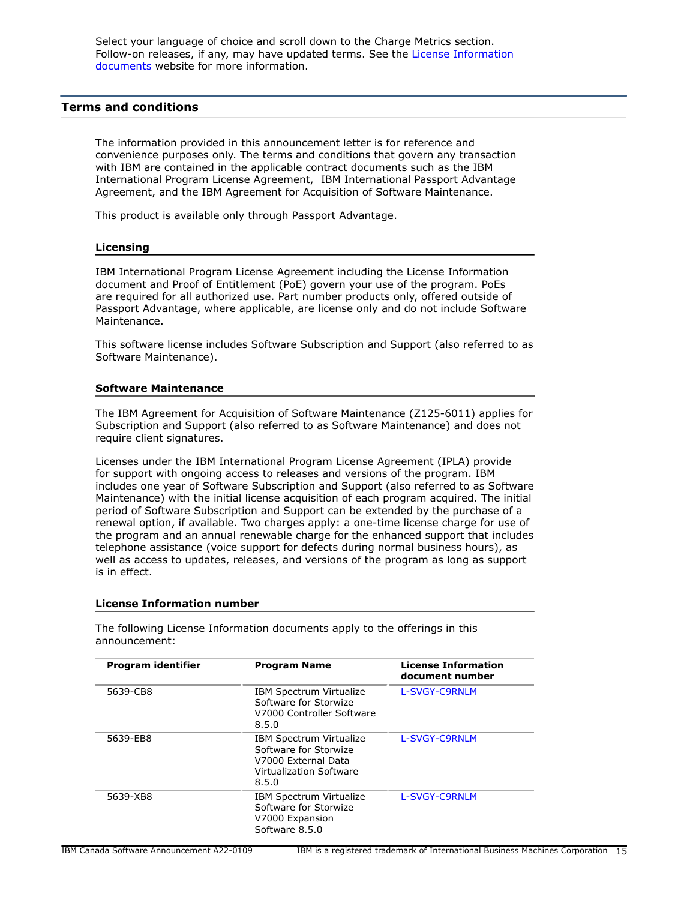Select your language of choice and scroll down to the Charge Metrics section. Follow-on releases, if any, may have updated terms. See the License Information documents website for more information.

## Terms and conditions

The information provided in this announcement letter is for reference and convenience purposes only. The terms and conditions that govern any transaction with IBM are contained in the applicable contract documents such as the IBM International Program License Agreement, IBM International Passport Advantage Agreement, and the IBM Agreement for Acquisition of Software Maintenance.

This product is available only through Passport Advantage.

### Licensing

IBM International Program License Agreement including the License Information document and Proof of Entitlement (PoE) govern your use of the program. PoEs are required for all authorized use. Part number products only, offered outside of Passport Advantage, where applicable, are license only and do not include Software Maintenance.

This software license includes Software Subscription and Support (also referred to as Software Maintenance).

### Software Maintenance

The IBM Agreement for Acquisition of Software Maintenance (Z125-6011) applies for Subscription and Support (also referred to as Software Maintenance) and does not require client signatures.

Licenses under the IBM International Program License Agreement (IPLA) provide for support with ongoing access to releases and versions of the program. IBM includes one year of Software Subscription and Support (also referred to as Software Maintenance) with the initial license acquisition of each program acquired. The initial period of Software Subscription and Support can be extended by the purchase of a renewal option, if available. Two charges apply: a one-time license charge for use of the program and an annual renewable charge for the enhanced support that includes telephone assistance (voice support for defects during normal business hours), as well as access to updates, releases, and versions of the program as long as support is in effect.

### License Information number

The following License Information documents apply to the offerings in this announcement:

| Program identifier | Program Name | License Information document number |
|---|---|---|
| 5639-CB8 | IBM Spectrum Virtualize Software for Storwize V7000 Controller Software 8.5.0 | L-SVGY-C9RNLM |
| 5639-EB8 | IBM Spectrum Virtualize Software for Storwize V7000 External Data Virtualization Software 8.5.0 | L-SVGY-C9RNLM |
| 5639-XB8 | IBM Spectrum Virtualize Software for Storwize V7000 Expansion Software 8.5.0 | L-SVGY-C9RNLM |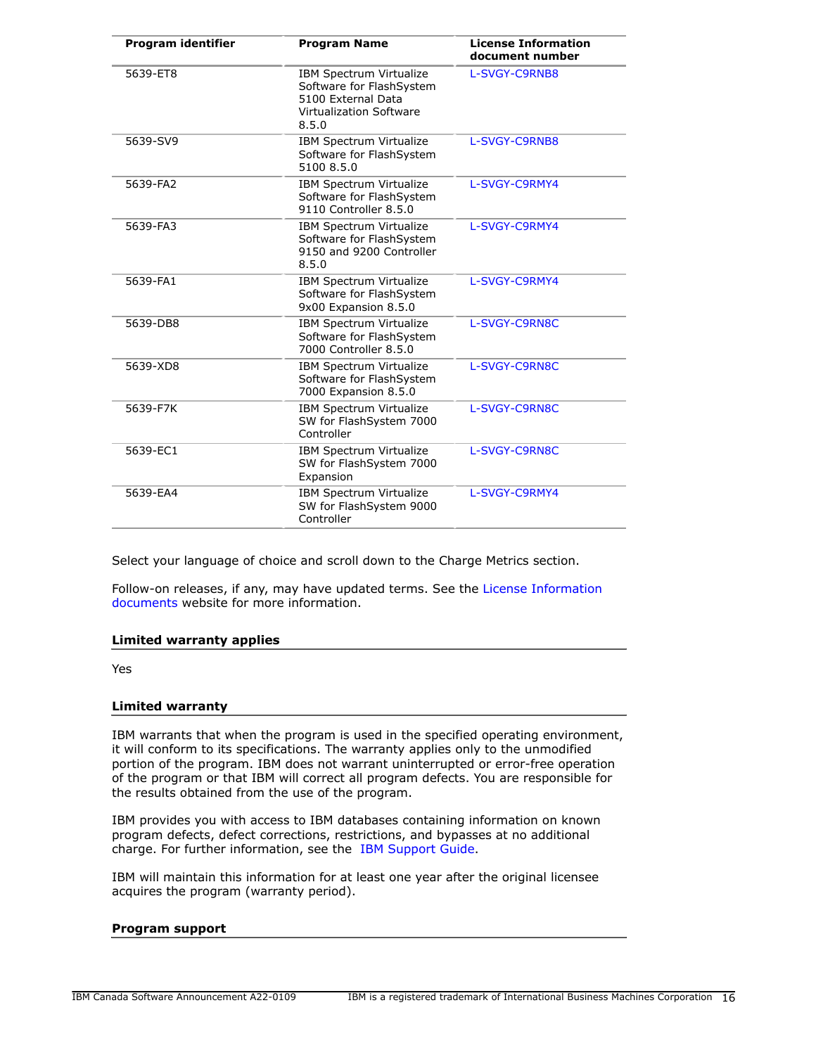| Program identifier | Program Name | License Information document number |
|---|---|---|
| 5639-ET8 | IBM Spectrum Virtualize Software for FlashSystem 5100 External Data Virtualization Software 8.5.0 | L-SVGY-C9RNB8 |
| 5639-SV9 | IBM Spectrum Virtualize Software for FlashSystem 5100 8.5.0 | L-SVGY-C9RNB8 |
| 5639-FA2 | IBM Spectrum Virtualize Software for FlashSystem 9110 Controller 8.5.0 | L-SVGY-C9RMY4 |
| 5639-FA3 | IBM Spectrum Virtualize Software for FlashSystem 9150 and 9200 Controller 8.5.0 | L-SVGY-C9RMY4 |
| 5639-FA1 | IBM Spectrum Virtualize Software for FlashSystem 9x00 Expansion 8.5.0 | L-SVGY-C9RMY4 |
| 5639-DB8 | IBM Spectrum Virtualize Software for FlashSystem 7000 Controller 8.5.0 | L-SVGY-C9RN8C |
| 5639-XD8 | IBM Spectrum Virtualize Software for FlashSystem 7000 Expansion 8.5.0 | L-SVGY-C9RN8C |
| 5639-F7K | IBM Spectrum Virtualize SW for FlashSystem 7000 Controller | L-SVGY-C9RN8C |
| 5639-EC1 | IBM Spectrum Virtualize SW for FlashSystem 7000 Expansion | L-SVGY-C9RN8C |
| 5639-EA4 | IBM Spectrum Virtualize SW for FlashSystem 9000 Controller | L-SVGY-C9RMY4 |

Select your language of choice and scroll down to the Charge Metrics section.

Follow-on releases, if any, may have updated terms. See the License Information documents website for more information.

### Limited warranty applies

Yes

### Limited warranty

IBM warrants that when the program is used in the specified operating environment, it will conform to its specifications. The warranty applies only to the unmodified portion of the program. IBM does not warrant uninterrupted or error-free operation of the program or that IBM will correct all program defects. You are responsible for the results obtained from the use of the program.

IBM provides you with access to IBM databases containing information on known program defects, defect corrections, restrictions, and bypasses at no additional charge. For further information, see the IBM Support Guide.

IBM will maintain this information for at least one year after the original licensee acquires the program (warranty period).

### Program support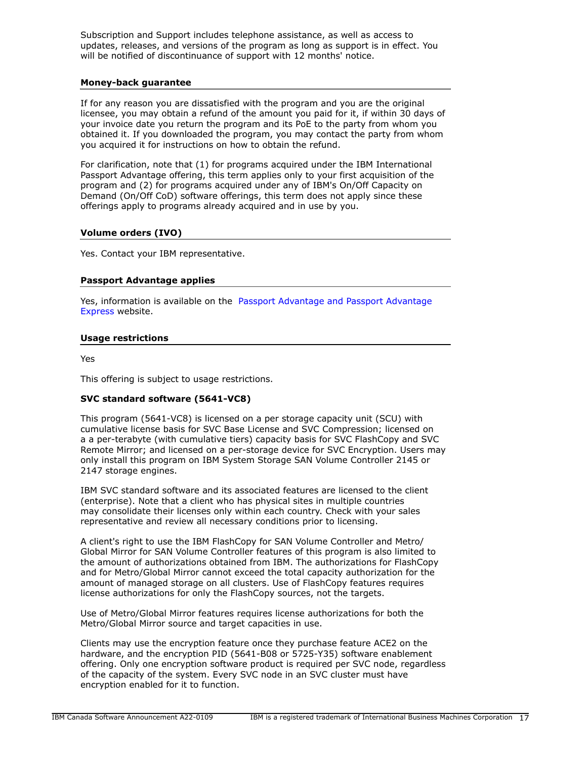Subscription and Support includes telephone assistance, as well as access to updates, releases, and versions of the program as long as support is in effect. You will be notified of discontinuance of support with 12 months' notice.

### Money-back guarantee

If for any reason you are dissatisfied with the program and you are the original licensee, you may obtain a refund of the amount you paid for it, if within 30 days of your invoice date you return the program and its PoE to the party from whom you obtained it. If you downloaded the program, you may contact the party from whom you acquired it for instructions on how to obtain the refund.

For clarification, note that (1) for programs acquired under the IBM International Passport Advantage offering, this term applies only to your first acquisition of the program and (2) for programs acquired under any of IBM's On/Off Capacity on Demand (On/Off CoD) software offerings, this term does not apply since these offerings apply to programs already acquired and in use by you.

### Volume orders (IVO)

Yes. Contact your IBM representative.

### Passport Advantage applies

Yes, information is available on the Passport Advantage and Passport Advantage Express website.

### Usage restrictions

Yes

This offering is subject to usage restrictions.

**SVC standard software (5641-VC8)**

This program (5641-VC8) is licensed on a per storage capacity unit (SCU) with cumulative license basis for SVC Base License and SVC Compression; licensed on a a per-terabyte (with cumulative tiers) capacity basis for SVC FlashCopy and SVC Remote Mirror; and licensed on a per-storage device for SVC Encryption. Users may only install this program on IBM System Storage SAN Volume Controller 2145 or 2147 storage engines.

IBM SVC standard software and its associated features are licensed to the client (enterprise). Note that a client who has physical sites in multiple countries may consolidate their licenses only within each country. Check with your sales representative and review all necessary conditions prior to licensing.

A client's right to use the IBM FlashCopy for SAN Volume Controller and Metro/Global Mirror for SAN Volume Controller features of this program is also limited to the amount of authorizations obtained from IBM. The authorizations for FlashCopy and for Metro/Global Mirror cannot exceed the total capacity authorization for the amount of managed storage on all clusters. Use of FlashCopy features requires license authorizations for only the FlashCopy sources, not the targets.

Use of Metro/Global Mirror features requires license authorizations for both the Metro/Global Mirror source and target capacities in use.

Clients may use the encryption feature once they purchase feature ACE2 on the hardware, and the encryption PID (5641-B08 or 5725-Y35) software enablement offering. Only one encryption software product is required per SVC node, regardless of the capacity of the system. Every SVC node in an SVC cluster must have encryption enabled for it to function.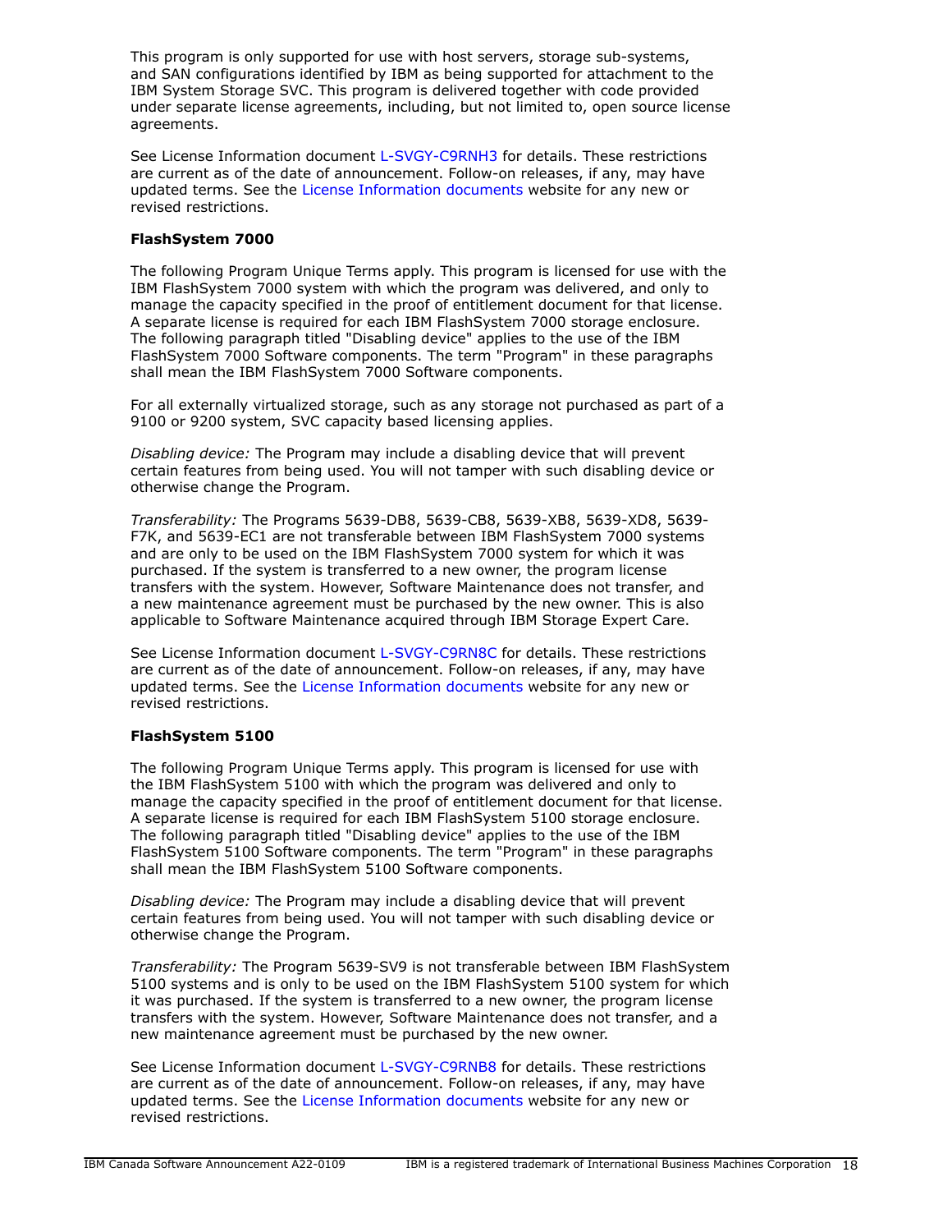This program is only supported for use with host servers, storage sub-systems, and SAN configurations identified by IBM as being supported for attachment to the IBM System Storage SVC. This program is delivered together with code provided under separate license agreements, including, but not limited to, open source license agreements.

See License Information document L-SVGY-C9RNH3 for details. These restrictions are current as of the date of announcement. Follow-on releases, if any, may have updated terms. See the License Information documents website for any new or revised restrictions.

**FlashSystem 7000**

The following Program Unique Terms apply. This program is licensed for use with the IBM FlashSystem 7000 system with which the program was delivered, and only to manage the capacity specified in the proof of entitlement document for that license. A separate license is required for each IBM FlashSystem 7000 storage enclosure. The following paragraph titled "Disabling device" applies to the use of the IBM FlashSystem 7000 Software components. The term "Program" in these paragraphs shall mean the IBM FlashSystem 7000 Software components.

For all externally virtualized storage, such as any storage not purchased as part of a 9100 or 9200 system, SVC capacity based licensing applies.

*Disabling device:* The Program may include a disabling device that will prevent certain features from being used. You will not tamper with such disabling device or otherwise change the Program.

*Transferability:* The Programs 5639-DB8, 5639-CB8, 5639-XB8, 5639-XD8, 5639-F7K, and 5639-EC1 are not transferable between IBM FlashSystem 7000 systems and are only to be used on the IBM FlashSystem 7000 system for which it was purchased. If the system is transferred to a new owner, the program license transfers with the system. However, Software Maintenance does not transfer, and a new maintenance agreement must be purchased by the new owner. This is also applicable to Software Maintenance acquired through IBM Storage Expert Care.

See License Information document L-SVGY-C9RN8C for details. These restrictions are current as of the date of announcement. Follow-on releases, if any, may have updated terms. See the License Information documents website for any new or revised restrictions.

**FlashSystem 5100**

The following Program Unique Terms apply. This program is licensed for use with the IBM FlashSystem 5100 with which the program was delivered and only to manage the capacity specified in the proof of entitlement document for that license. A separate license is required for each IBM FlashSystem 5100 storage enclosure. The following paragraph titled "Disabling device" applies to the use of the IBM FlashSystem 5100 Software components. The term "Program" in these paragraphs shall mean the IBM FlashSystem 5100 Software components.

*Disabling device:* The Program may include a disabling device that will prevent certain features from being used. You will not tamper with such disabling device or otherwise change the Program.

*Transferability:* The Program 5639-SV9 is not transferable between IBM FlashSystem 5100 systems and is only to be used on the IBM FlashSystem 5100 system for which it was purchased. If the system is transferred to a new owner, the program license transfers with the system. However, Software Maintenance does not transfer, and a new maintenance agreement must be purchased by the new owner.

See License Information document L-SVGY-C9RNB8 for details. These restrictions are current as of the date of announcement. Follow-on releases, if any, may have updated terms. See the License Information documents website for any new or revised restrictions.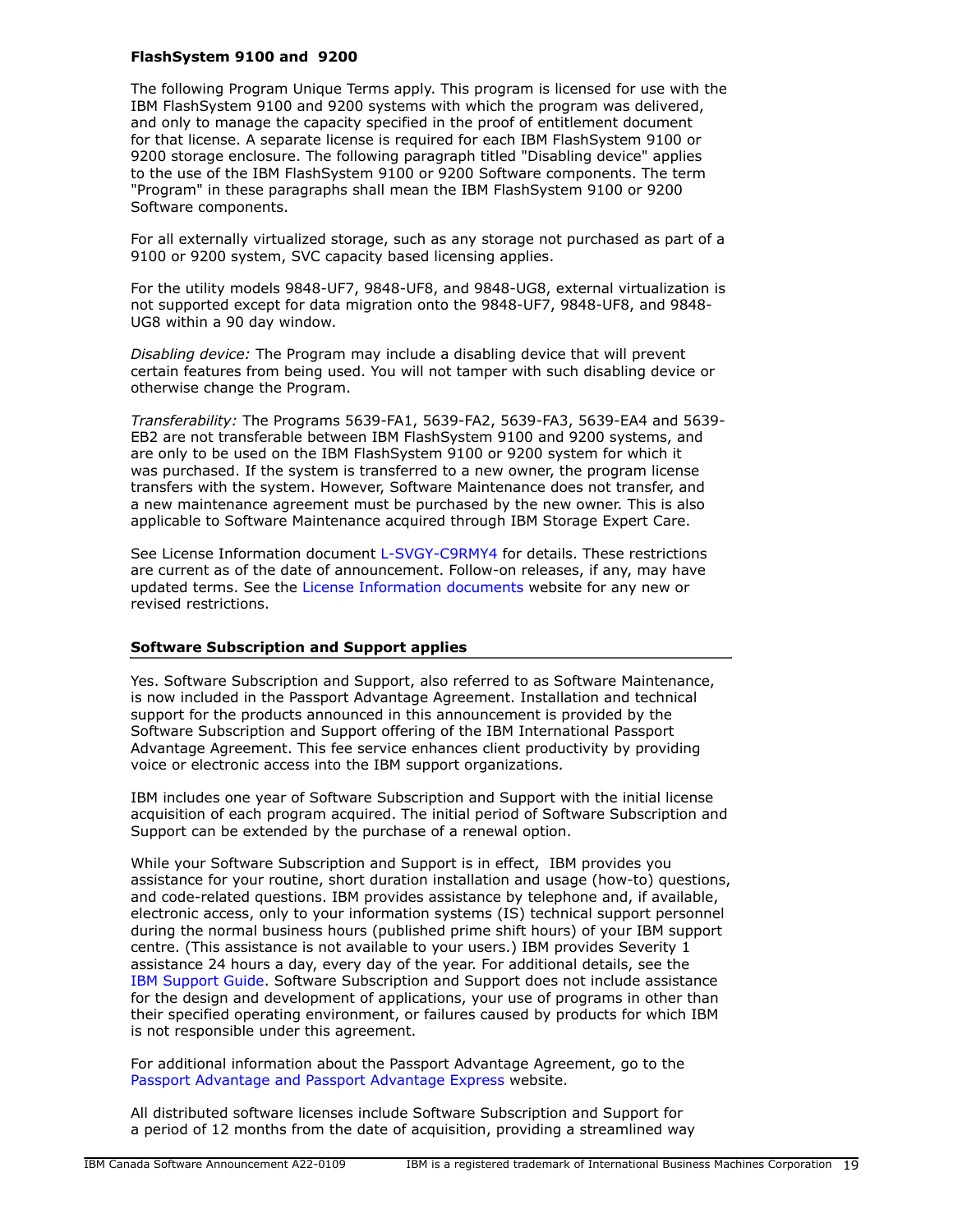**FlashSystem 9100 and 9200**

The following Program Unique Terms apply. This program is licensed for use with the IBM FlashSystem 9100 and 9200 systems with which the program was delivered, and only to manage the capacity specified in the proof of entitlement document for that license. A separate license is required for each IBM FlashSystem 9100 or 9200 storage enclosure. The following paragraph titled "Disabling device" applies to the use of the IBM FlashSystem 9100 or 9200 Software components. The term "Program" in these paragraphs shall mean the IBM FlashSystem 9100 or 9200 Software components.

For all externally virtualized storage, such as any storage not purchased as part of a 9100 or 9200 system, SVC capacity based licensing applies.

For the utility models 9848-UF7, 9848-UF8, and 9848-UG8, external virtualization is not supported except for data migration onto the 9848-UF7, 9848-UF8, and 9848-UG8 within a 90 day window.

*Disabling device:* The Program may include a disabling device that will prevent certain features from being used. You will not tamper with such disabling device or otherwise change the Program.

*Transferability:* The Programs 5639-FA1, 5639-FA2, 5639-FA3, 5639-EA4 and 5639-EB2 are not transferable between IBM FlashSystem 9100 and 9200 systems, and are only to be used on the IBM FlashSystem 9100 or 9200 system for which it was purchased. If the system is transferred to a new owner, the program license transfers with the system. However, Software Maintenance does not transfer, and a new maintenance agreement must be purchased by the new owner. This is also applicable to Software Maintenance acquired through IBM Storage Expert Care.

See License Information document L-SVGY-C9RMY4 for details. These restrictions are current as of the date of announcement. Follow-on releases, if any, may have updated terms. See the License Information documents website for any new or revised restrictions.

## Software Subscription and Support applies

Yes. Software Subscription and Support, also referred to as Software Maintenance, is now included in the Passport Advantage Agreement. Installation and technical support for the products announced in this announcement is provided by the Software Subscription and Support offering of the IBM International Passport Advantage Agreement. This fee service enhances client productivity by providing voice or electronic access into the IBM support organizations.

IBM includes one year of Software Subscription and Support with the initial license acquisition of each program acquired. The initial period of Software Subscription and Support can be extended by the purchase of a renewal option.

While your Software Subscription and Support is in effect, IBM provides you assistance for your routine, short duration installation and usage (how-to) questions, and code-related questions. IBM provides assistance by telephone and, if available, electronic access, only to your information systems (IS) technical support personnel during the normal business hours (published prime shift hours) of your IBM support centre. (This assistance is not available to your users.) IBM provides Severity 1 assistance 24 hours a day, every day of the year. For additional details, see the IBM Support Guide. Software Subscription and Support does not include assistance for the design and development of applications, your use of programs in other than their specified operating environment, or failures caused by products for which IBM is not responsible under this agreement.

For additional information about the Passport Advantage Agreement, go to the Passport Advantage and Passport Advantage Express website.

All distributed software licenses include Software Subscription and Support for a period of 12 months from the date of acquisition, providing a streamlined way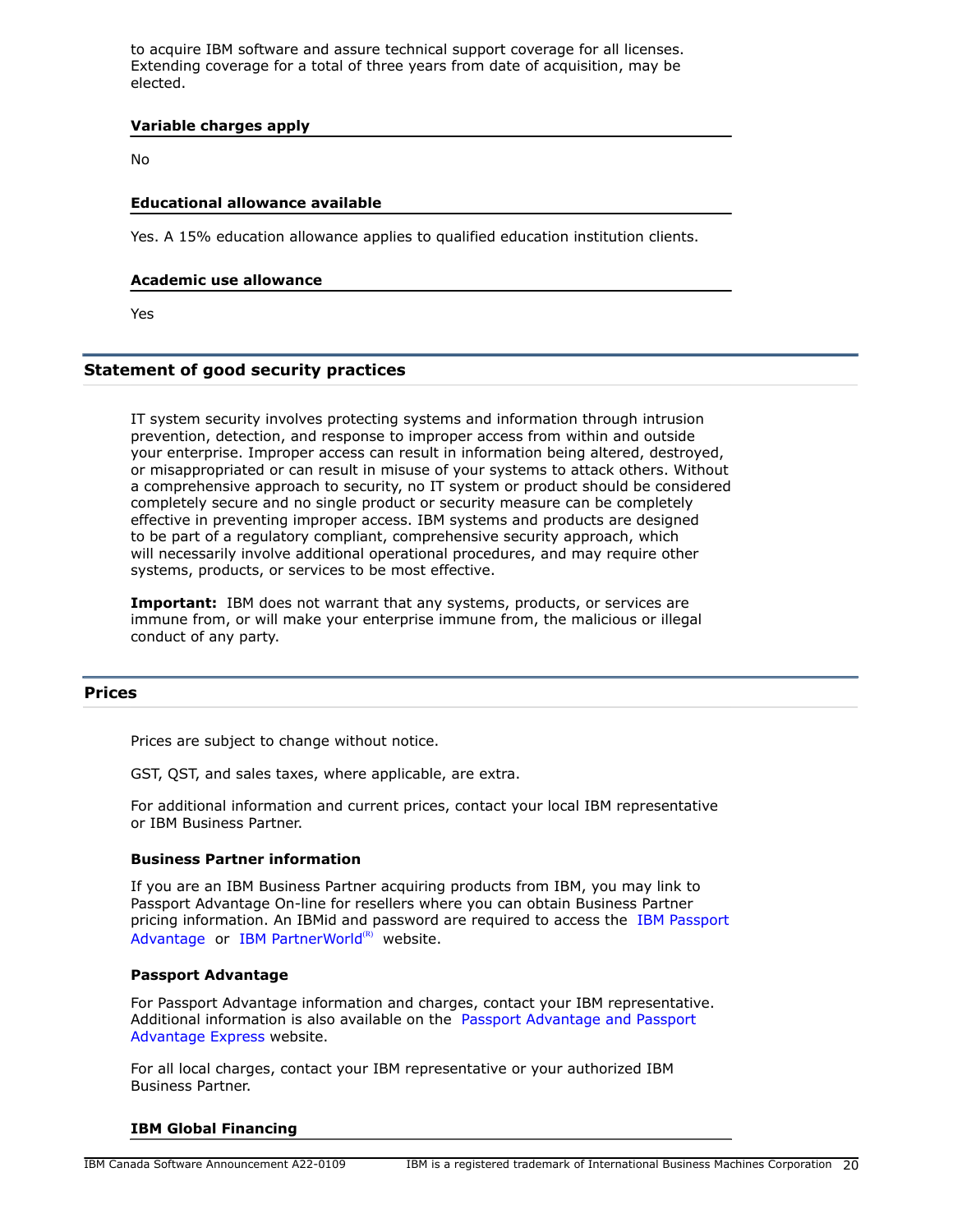to acquire IBM software and assure technical support coverage for all licenses. Extending coverage for a total of three years from date of acquisition, may be elected.

### Variable charges apply

No

### Educational allowance available

Yes. A 15% education allowance applies to qualified education institution clients.

### Academic use allowance

Yes

## Statement of good security practices

IT system security involves protecting systems and information through intrusion prevention, detection, and response to improper access from within and outside your enterprise. Improper access can result in information being altered, destroyed, or misappropriated or can result in misuse of your systems to attack others. Without a comprehensive approach to security, no IT system or product should be considered completely secure and no single product or security measure can be completely effective in preventing improper access. IBM systems and products are designed to be part of a regulatory compliant, comprehensive security approach, which will necessarily involve additional operational procedures, and may require other systems, products, or services to be most effective.

**Important:** IBM does not warrant that any systems, products, or services are immune from, or will make your enterprise immune from, the malicious or illegal conduct of any party.

## Prices

Prices are subject to change without notice.

GST, QST, and sales taxes, where applicable, are extra.

For additional information and current prices, contact your local IBM representative or IBM Business Partner.

### Business Partner information

If you are an IBM Business Partner acquiring products from IBM, you may link to Passport Advantage On-line for resellers where you can obtain Business Partner pricing information. An IBMid and password are required to access the IBM Passport Advantage or IBM PartnerWorld(R) website.

### Passport Advantage

For Passport Advantage information and charges, contact your IBM representative. Additional information is also available on the Passport Advantage and Passport Advantage Express website.

For all local charges, contact your IBM representative or your authorized IBM Business Partner.

### IBM Global Financing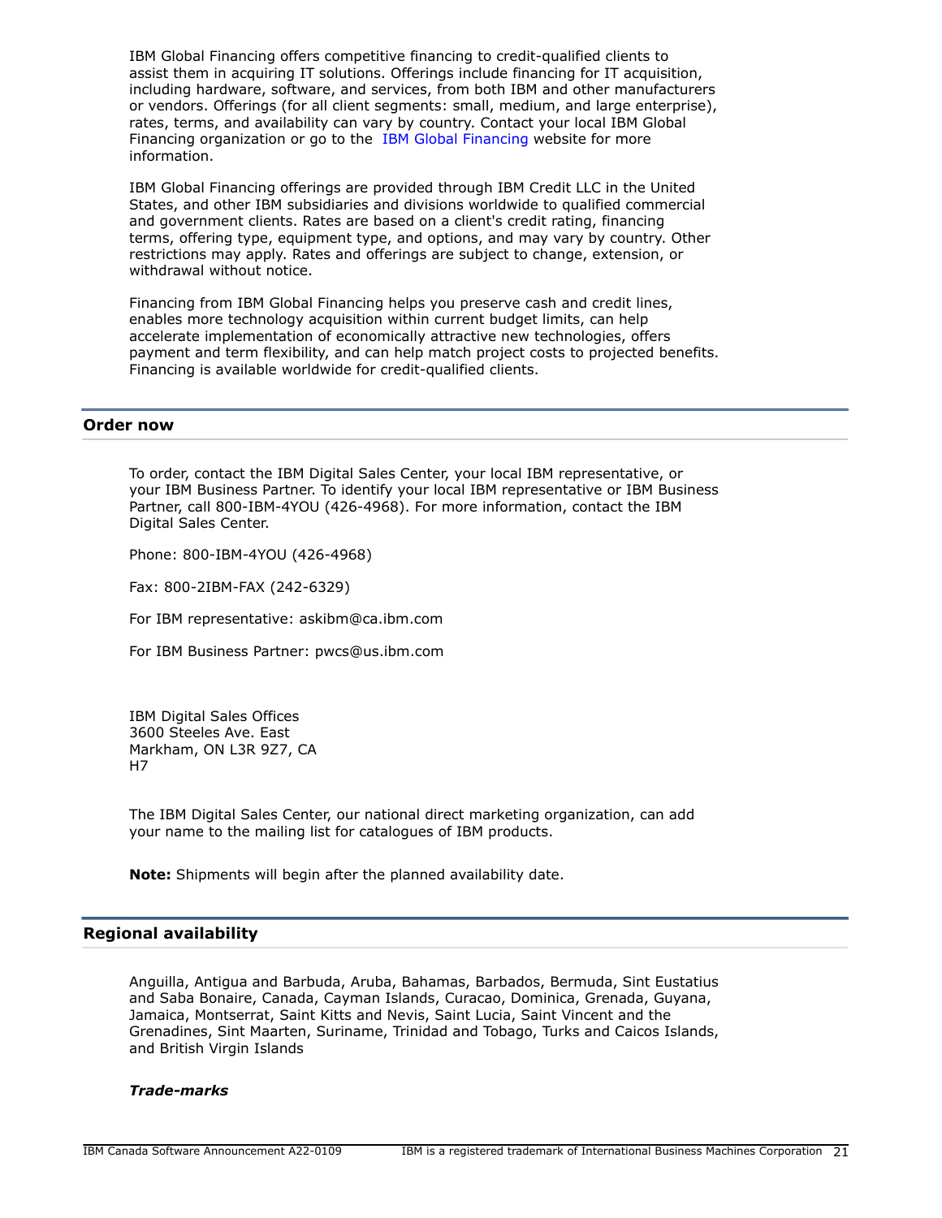IBM Global Financing offers competitive financing to credit-qualified clients to assist them in acquiring IT solutions. Offerings include financing for IT acquisition, including hardware, software, and services, from both IBM and other manufacturers or vendors. Offerings (for all client segments: small, medium, and large enterprise), rates, terms, and availability can vary by country. Contact your local IBM Global Financing organization or go to the IBM Global Financing website for more information.

IBM Global Financing offerings are provided through IBM Credit LLC in the United States, and other IBM subsidiaries and divisions worldwide to qualified commercial and government clients. Rates are based on a client's credit rating, financing terms, offering type, equipment type, and options, and may vary by country. Other restrictions may apply. Rates and offerings are subject to change, extension, or withdrawal without notice.

Financing from IBM Global Financing helps you preserve cash and credit lines, enables more technology acquisition within current budget limits, can help accelerate implementation of economically attractive new technologies, offers payment and term flexibility, and can help match project costs to projected benefits. Financing is available worldwide for credit-qualified clients.

## Order now

To order, contact the IBM Digital Sales Center, your local IBM representative, or your IBM Business Partner. To identify your local IBM representative or IBM Business Partner, call 800-IBM-4YOU (426-4968). For more information, contact the IBM Digital Sales Center.

Phone: 800-IBM-4YOU (426-4968)

Fax: 800-2IBM-FAX (242-6329)

For IBM representative: askibm@ca.ibm.com

For IBM Business Partner: pwcs@us.ibm.com

IBM Digital Sales Offices
3600 Steeles Ave. East
Markham, ON L3R 9Z7, CA
H7

The IBM Digital Sales Center, our national direct marketing organization, can add your name to the mailing list for catalogues of IBM products.

**Note:** Shipments will begin after the planned availability date.

## Regional availability

Anguilla, Antigua and Barbuda, Aruba, Bahamas, Barbados, Bermuda, Sint Eustatius and Saba Bonaire, Canada, Cayman Islands, Curacao, Dominica, Grenada, Guyana, Jamaica, Montserrat, Saint Kitts and Nevis, Saint Lucia, Saint Vincent and the Grenadines, Sint Maarten, Suriname, Trinidad and Tobago, Turks and Caicos Islands, and British Virgin Islands

***Trade-marks***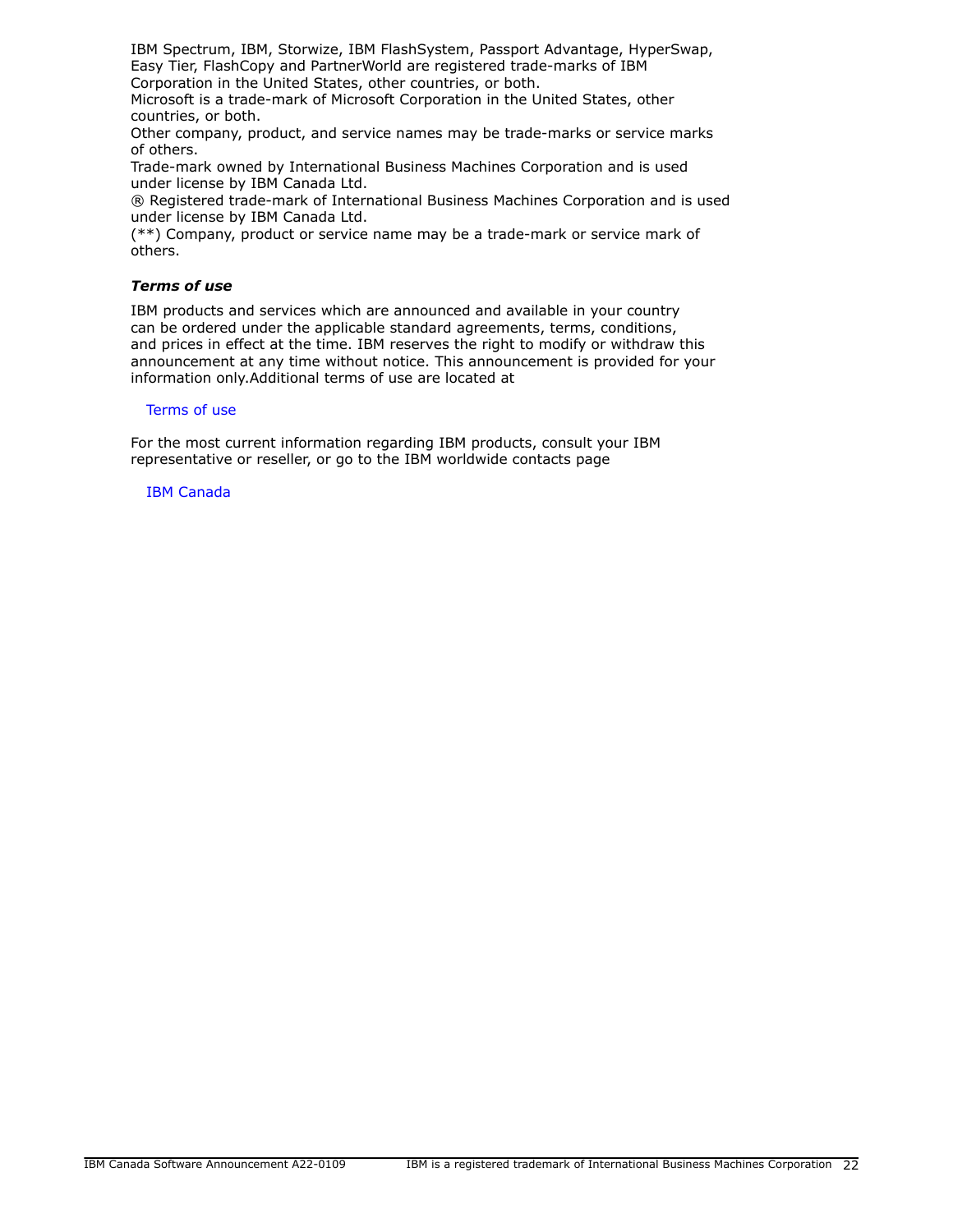IBM Spectrum, IBM, Storwize, IBM FlashSystem, Passport Advantage, HyperSwap, Easy Tier, FlashCopy and PartnerWorld are registered trade-marks of IBM Corporation in the United States, other countries, or both.

Microsoft is a trade-mark of Microsoft Corporation in the United States, other countries, or both.

Other company, product, and service names may be trade-marks or service marks of others.

Trade-mark owned by International Business Machines Corporation and is used under license by IBM Canada Ltd.

® Registered trade-mark of International Business Machines Corporation and is used under license by IBM Canada Ltd.

(**) Company, product or service name may be a trade-mark or service mark of others.

### *Terms of use*

IBM products and services which are announced and available in your country can be ordered under the applicable standard agreements, terms, conditions, and prices in effect at the time. IBM reserves the right to modify or withdraw this announcement at any time without notice. This announcement is provided for your information only.Additional terms of use are located at

Terms of use

For the most current information regarding IBM products, consult your IBM representative or reseller, or go to the IBM worldwide contacts page

IBM Canada